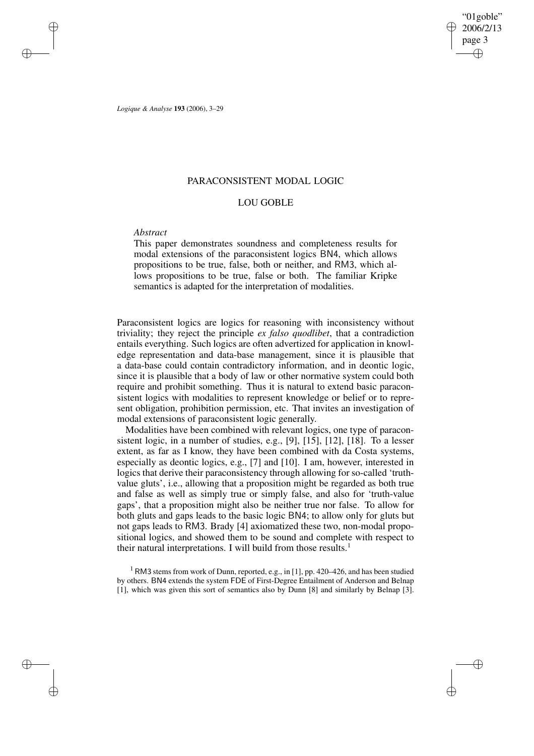# PARACONSISTENT MODAL LOGIC

## LOU GOBLE

*Abstract*

This paper demonstrates soundness and completeness results for modal extensions of the paraconsistent logics BN4, which allows propositions to be true, false, both or neither, and RM3, which allows propositions to be true, false or both. The familiar Kripke semantics is adapted for the interpretation of modalities.

Paraconsistent logics are logics for reasoning with inconsistency without triviality; they reject the principle *ex falso quodlibet*, that a contradiction entails everything. Such logics are often advertized for application in knowledge representation and data-base management, since it is plausible that a data-base could contain contradictory information, and in deontic logic, since it is plausible that a body of law or other normative system could both require and prohibit something. Thus it is natural to extend basic paraconsistent logics with modalities to represent knowledge or belief or to represent obligation, prohibition permission, etc. That invites an investigation of modal extensions of paraconsistent logic generally.

Modalities have been combined with relevant logics, one type of paraconsistent logic, in a number of studies, e.g., [9], [15], [12], [18]. To a lesser extent, as far as I know, they have been combined with da Costa systems, especially as deontic logics, e.g., [7] and [10]. I am, however, interested in logics that derive their paraconsistency through allowing for so-called 'truth-value gluts', i.e., allowing that a proposition might be regarded as both true and false as well as simply true or simply false, and also for 'truth-value gaps', that a proposition might also be neither true nor false. To allow for both gluts and gaps leads to the basic logic BN4; to allow only for gluts but not gaps leads to RM3. Brady [4] axiomatized these two, non-modal propositional logics, and showed them to be sound and complete with respect to their natural interpretations. I will build from those results.[1]

[1] RM3 stems from work of Dunn, reported, e.g., in [1], pp. 420–426, and has been studied by others. BN4 extends the system FDE of First-Degree Entailment of Anderson and Belnap [1], which was given this sort of semantics also by Dunn [8] and similarly by Belnap [3].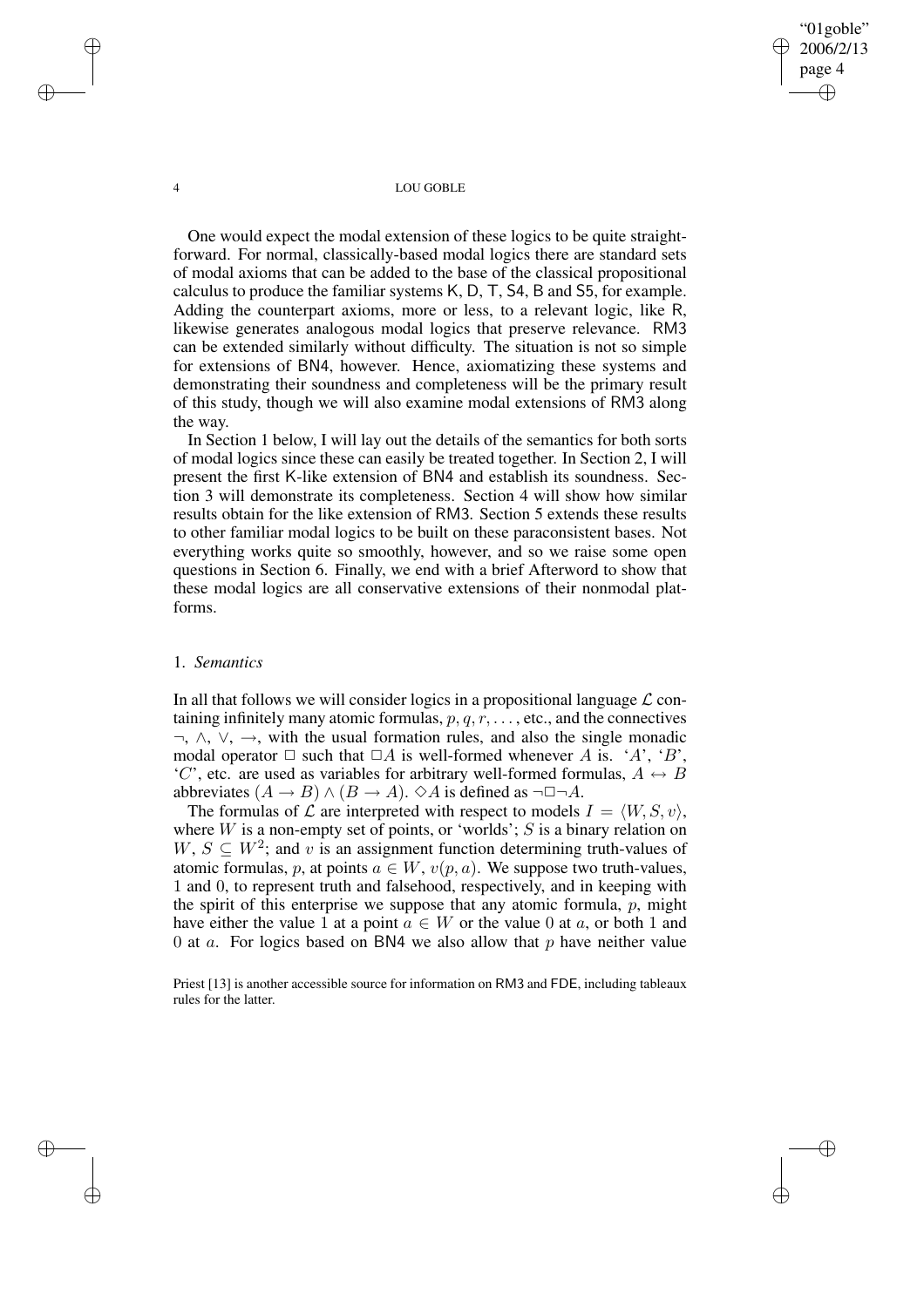One would expect the modal extension of these logics to be quite straightforward. For normal, classically-based modal logics there are standard sets of modal axioms that can be added to the base of the classical propositional calculus to produce the familiar systems K, D, T, S4, B and S5, for example. Adding the counterpart axioms, more or less, to a relevant logic, like R, likewise generates analogous modal logics that preserve relevance. RM3 can be extended similarly without difficulty. The situation is not so simple for extensions of BN4, however. Hence, axiomatizing these systems and demonstrating their soundness and completeness will be the primary result of this study, though we will also examine modal extensions of RM3 along the way.

In Section 1 below, I will lay out the details of the semantics for both sorts of modal logics since these can easily be treated together. In Section 2, I will present the first K-like extension of BN4 and establish its soundness. Section 3 will demonstrate its completeness. Section 4 will show how similar results obtain for the like extension of RM3. Section 5 extends these results to other familiar modal logics to be built on these paraconsistent bases. Not everything works quite so smoothly, however, and so we raise some open questions in Section 6. Finally, we end with a brief Afterword to show that these modal logics are all conservative extensions of their nonmodal platforms.

## 1. *Semantics*

In all that follows we will consider logics in a propositional language $\mathcal{L}$ containing infinitely many atomic formulas, $p, q, r, \ldots$, etc., and the connectives $\neg$, $\wedge$, $\vee$, $\rightarrow$, with the usual formation rules, and also the single monadic modal operator $\Box$ such that $\Box A$ is well-formed whenever $A$ is. '$A$', '$B$', '$C$', etc. are used as variables for arbitrary well-formed formulas, $A \leftrightarrow B$ abbreviates $(A \rightarrow B) \wedge (B \rightarrow A)$. $\Diamond A$ is defined as $\neg\Box\neg A$.

The formulas of $\mathcal{L}$ are interpreted with respect to models $I = \langle W, S, v \rangle$, where $W$ is a non-empty set of points, or 'worlds'; $S$ is a binary relation on $W$, $S \subseteq W^2$; and $v$ is an assignment function determining truth-values of atomic formulas, $p$, at points $a \in W$, $v(p, a)$. We suppose two truth-values, 1 and 0, to represent truth and falsehood, respectively, and in keeping with the spirit of this enterprise we suppose that any atomic formula, $p$, might have either the value 1 at a point $a \in W$ or the value 0 at $a$, or both 1 and 0 at $a$. For logics based on BN4 we also allow that $p$ have neither value

Priest [13] is another accessible source for information on RM3 and FDE, including tableaux rules for the latter.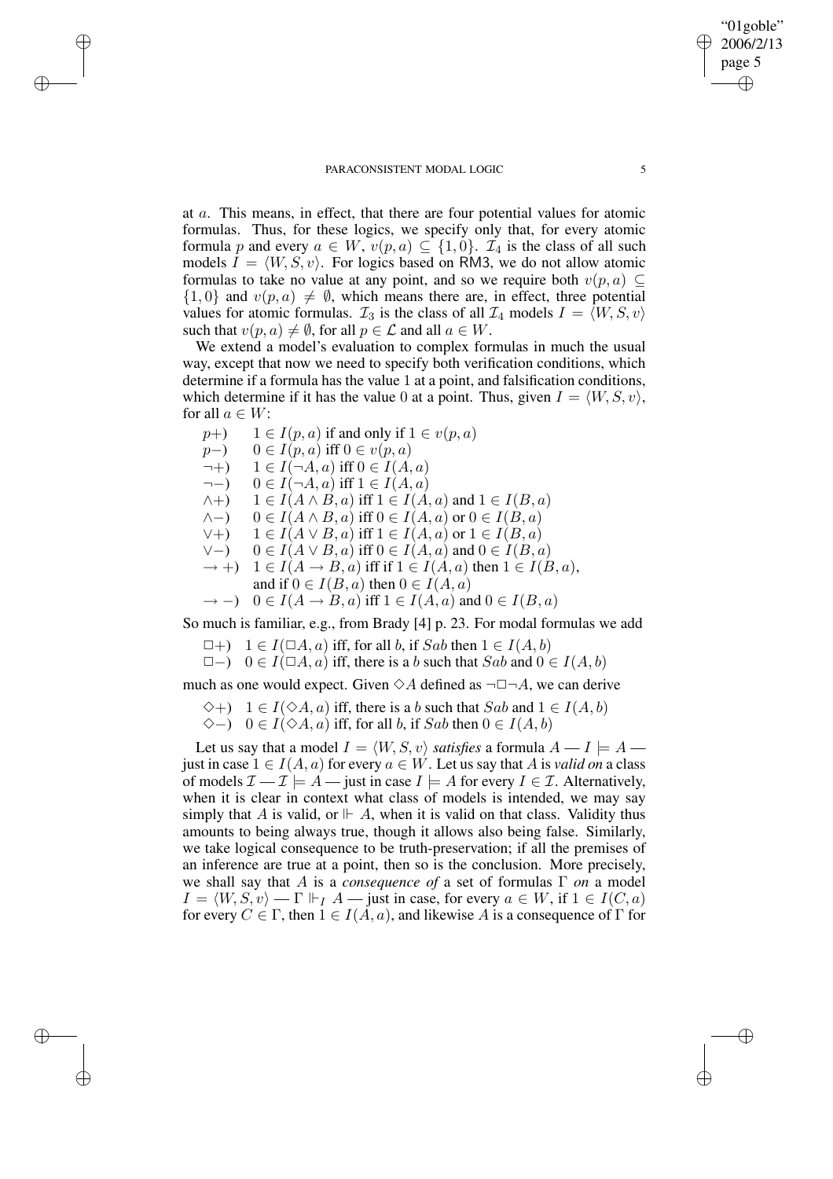at $a$. This means, in effect, that there are four potential values for atomic formulas. Thus, for these logics, we specify only that, for every atomic formula $p$ and every $a \in W$, $v(p, a) \subseteq \{1, 0\}$. $\mathcal{I}_4$ is the class of all such models $I = \langle W, S, v\rangle$. For logics based on RM3, we do not allow atomic formulas to take no value at any point, and so we require both $v(p, a) \subseteq \{1, 0\}$ and $v(p, a) \neq \emptyset$, which means there are, in effect, three potential values for atomic formulas. $\mathcal{I}_3$ is the class of all $\mathcal{I}_4$ models $I = \langle W, S, v\rangle$ such that $v(p, a) \neq \emptyset$, for all $p \in \mathcal{L}$ and all $a \in W$.

We extend a model's evaluation to complex formulas in much the usual way, except that now we need to specify both verification conditions, which determine if a formula has the value 1 at a point, and falsification conditions, which determine if it has the value 0 at a point. Thus, given $I = \langle W, S, v\rangle$, for all $a \in W$:

- $p+)$ $\quad 1 \in I(p, a)$ if and only if $1 \in v(p, a)$
- $p-)$ $\quad 0 \in I(p, a)$ iff $0 \in v(p, a)$
- $\neg+)$ $\quad 1 \in I(\neg A, a)$ iff $0 \in I(A, a)$
- $\neg-)$ $\quad 0 \in I(\neg A, a)$ iff $1 \in I(A, a)$
- $\wedge+)$ $\quad 1 \in I(A \wedge B, a)$ iff $1 \in I(A, a)$ and $1 \in I(B, a)$
- $\wedge-)$ $\quad 0 \in I(A \wedge B, a)$ iff $0 \in I(A, a)$ or $0 \in I(B, a)$
- $\vee+)$ $\quad 1 \in I(A \vee B, a)$ iff $1 \in I(A, a)$ or $1 \in I(B, a)$
- $\vee-)$ $\quad 0 \in I(A \vee B, a)$ iff $0 \in I(A, a)$ and $0 \in I(B, a)$
- $\rightarrow+)$ $\quad 1 \in I(A \rightarrow B, a)$ iff if $1 \in I(A, a)$ then $1 \in I(B, a)$, and if $0 \in I(B, a)$ then $0 \in I(A, a)$
- $\rightarrow-)$ $\quad 0 \in I(A \rightarrow B, a)$ iff $1 \in I(A, a)$ and $0 \in I(B, a)$

So much is familiar, e.g., from Brady [4] p. 23. For modal formulas we add

- $\Box+)$ $\quad 1 \in I(\Box A, a)$ iff, for all $b$, if $Sab$ then $1 \in I(A, b)$
- $\Box-)$ $\quad 0 \in I(\Box A, a)$ iff, there is a $b$ such that $Sab$ and $0 \in I(A, b)$

much as one would expect. Given $\Diamond A$ defined as $\neg\Box\neg A$, we can derive

- $\Diamond+)$ $\quad 1 \in I(\Diamond A, a)$ iff, there is a $b$ such that $Sab$ and $1 \in I(A, b)$
- $\Diamond-)$ $\quad 0 \in I(\Diamond A, a)$ iff, for all $b$, if $Sab$ then $0 \in I(A, b)$

Let us say that a model $I = \langle W, S, v\rangle$ *satisfies* a formula $A$ — $I \models A$ — just in case $1 \in I(A, a)$ for every $a \in W$. Let us say that $A$ is *valid on* a class of models $\mathcal{I}$ — $\mathcal{I} \models A$ — just in case $I \models A$ for every $I \in \mathcal{I}$. Alternatively, when it is clear in context what class of models is intended, we may say simply that $A$ is valid, or $\Vdash A$, when it is valid on that class. Validity thus amounts to being always true, though it allows also being false. Similarly, we take logical consequence to be truth-preservation; if all the premises of an inference are true at a point, then so is the conclusion. More precisely, we shall say that $A$ is a *consequence of* a set of formulas $\Gamma$ *on* a model $I = \langle W, S, v\rangle$ — $\Gamma \Vdash_I A$ — just in case, for every $a \in W$, if $1 \in I(C, a)$ for every $C \in \Gamma$, then $1 \in I(A, a)$, and likewise $A$ is a consequence of $\Gamma$ for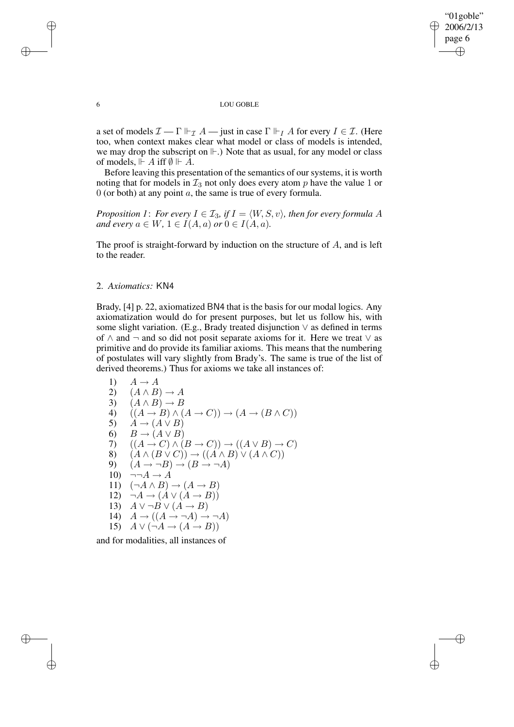a set of models $\mathcal{I}$ — $\Gamma \Vdash_{\mathcal{I}} A$ — just in case $\Gamma \Vdash_I A$ for every $I \in \mathcal{I}$. (Here too, when context makes clear what model or class of models is intended, we may drop the subscript on $\Vdash$.) Note that as usual, for any model or class of models, $\Vdash A$ iff $\emptyset \Vdash A$.

Before leaving this presentation of the semantics of our systems, it is worth noting that for models in $\mathcal{I}_3$ not only does every atom $p$ have the value 1 or 0 (or both) at any point $a$, the same is true of every formula.

*Proposition 1*: *For every $I \in \mathcal{I}_3$, if $I = \langle W, S, v \rangle$, then for every formula $A$ and every $a \in W$, $1 \in I(A, a)$ or $0 \in I(A, a)$.*

The proof is straight-forward by induction on the structure of $A$, and is left to the reader.

## 2. *Axiomatics:* KN4

Brady, [4] p. 22, axiomatized BN4 that is the basis for our modal logics. Any axiomatization would do for present purposes, but let us follow his, with some slight variation. (E.g., Brady treated disjunction $\vee$ as defined in terms of $\wedge$ and $\neg$ and so did not posit separate axioms for it. Here we treat $\vee$ as primitive and do provide its familiar axioms. This means that the numbering of postulates will vary slightly from Brady's. The same is true of the list of derived theorems.) Thus for axioms we take all instances of:

1) $A \to A$
2) $(A \wedge B) \to A$
3) $(A \wedge B) \to B$
4) $((A \to B) \wedge (A \to C)) \to (A \to (B \wedge C))$
5) $A \to (A \vee B)$
6) $B \to (A \vee B)$
7) $((A \to C) \wedge (B \to C)) \to ((A \vee B) \to C)$
8) $(A \wedge (B \vee C)) \to ((A \wedge B) \vee (A \wedge C))$
9) $(A \to \neg B) \to (B \to \neg A)$
10) $\neg\neg A \to A$
11) $(\neg A \wedge B) \to (A \to B)$
12) $\neg A \to (A \vee (A \to B))$
13) $A \vee \neg B \vee (A \to B)$
14) $A \to ((A \to \neg A) \to \neg A)$
15) $A \vee (\neg A \to (A \to B))$

and for modalities, all instances of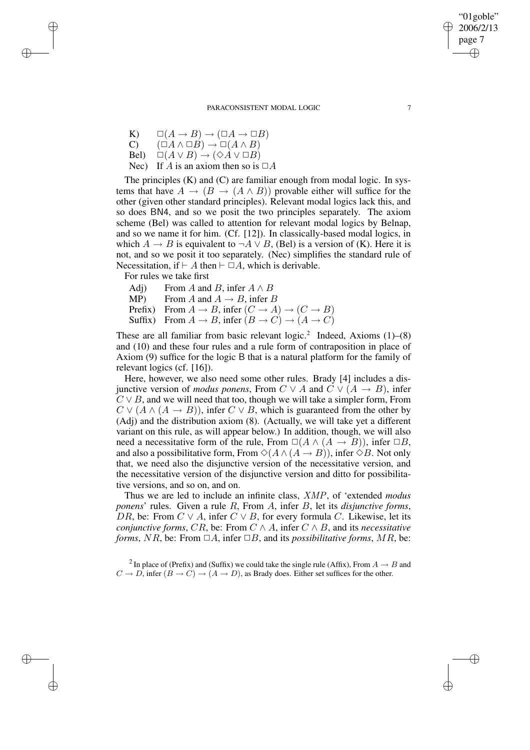K) $\quad \Box(A \to B) \to (\Box A \to \Box B)$

C) $\quad (\Box A \wedge \Box B) \to \Box(A \wedge B)$

Bel) $\quad \Box(A \vee B) \to (\Diamond A \vee \Box B)$

Nec) $\quad$ If $A$ is an axiom then so is $\Box A$

The principles (K) and (C) are familiar enough from modal logic. In systems that have $A \to (B \to (A \wedge B))$ provable either will suffice for the other (given other standard principles). Relevant modal logics lack this, and so does BN4, and so we posit the two principles separately. The axiom scheme (Bel) was called to attention for relevant modal logics by Belnap, and so we name it for him. (Cf. [12]). In classically-based modal logics, in which $A \to B$ is equivalent to $\neg A \vee B$, (Bel) is a version of (K). Here it is not, and so we posit it too separately. (Nec) simplifies the standard rule of Necessitation, if $\vdash A$ then $\vdash \Box A$, which is derivable.

For rules we take first

Adj) $\quad$ From $A$ and $B$, infer $A \wedge B$

MP) $\quad$ From $A$ and $A \to B$, infer $B$

Prefix) $\quad$ From $A \to B$, infer $(C \to A) \to (C \to B)$

Suffix) $\quad$ From $A \to B$, infer $(B \to C) \to (A \to C)$

These are all familiar from basic relevant logic.[2] Indeed, Axioms (1)–(8) and (10) and these four rules and a rule form of contraposition in place of Axiom (9) suffice for the logic B that is a natural platform for the family of relevant logics (cf. [16]).

Here, however, we also need some other rules. Brady [4] includes a disjunctive version of *modus ponens*, From $C \vee A$ and $C \vee (A \to B)$, infer $C \vee B$, and we will need that too, though we will take a simpler form, From $C \vee (A \wedge (A \to B))$, infer $C \vee B$, which is guaranteed from the other by (Adj) and the distribution axiom (8). (Actually, we will take yet a different variant on this rule, as will appear below.) In addition, though, we will also need a necessitative form of the rule, From $\Box(A \wedge (A \to B))$, infer $\Box B$, and also a possibilitative form, From $\Diamond(A \wedge (A \to B))$, infer $\Diamond B$. Not only that, we need also the disjunctive version of the necessitative version, and the necessitative version of the disjunctive version and ditto for possibilitative versions, and so on, and on.

Thus we are led to include an infinite class, $XMP$, of 'extended *modus ponens*' rules. Given a rule $R$, From $A$, infer $B$, let its *disjunctive forms*, $DR$, be: From $C \vee A$, infer $C \vee B$, for every formula $C$. Likewise, let its *conjunctive forms*, $CR$, be: From $C \wedge A$, infer $C \wedge B$, and its *necessitative forms*, $NR$, be: From $\Box A$, infer $\Box B$, and its *possibilitative forms*, $MR$, be:

[2] In place of (Prefix) and (Suffix) we could take the single rule (Affix), From $A \to B$ and $C \to D$, infer $(B \to C) \to (A \to D)$, as Brady does. Either set suffices for the other.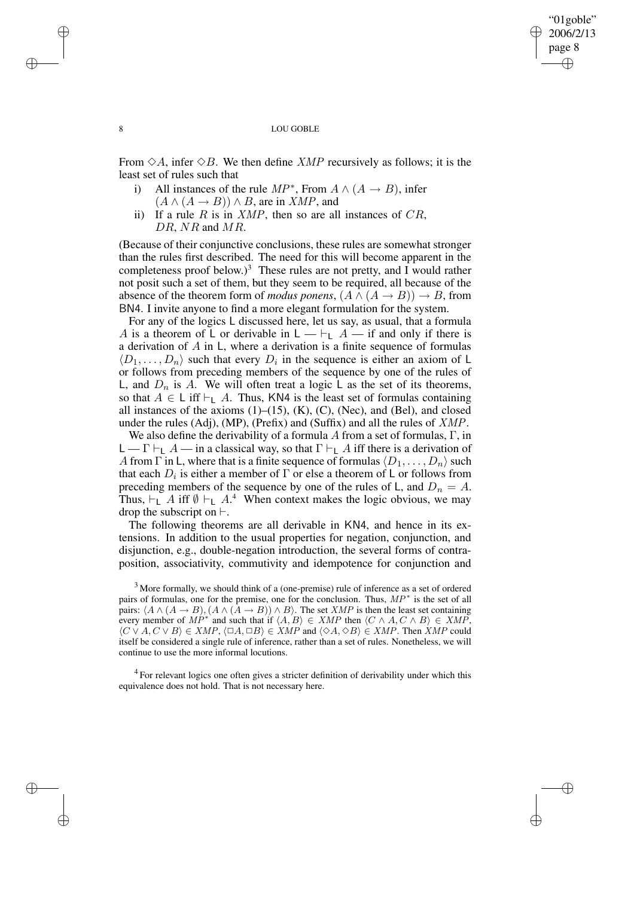From $\Diamond A$, infer $\Diamond B$. We then define $XMP$ recursively as follows; it is the least set of rules such that

i) All instances of the rule $MP^*$, From $A \wedge (A \rightarrow B)$, infer $(A \wedge (A \rightarrow B)) \wedge B$, are in $XMP$, and

ii) If a rule $R$ is in $XMP$, then so are all instances of $CR$, $DR$, $NR$ and $MR$.

(Because of their conjunctive conclusions, these rules are somewhat stronger than the rules first described. The need for this will become apparent in the completeness proof below.)[3] These rules are not pretty, and I would rather not posit such a set of them, but they seem to be required, all because of the absence of the theorem form of *modus ponens*, $(A \wedge (A \rightarrow B)) \rightarrow B$, from BN4. I invite anyone to find a more elegant formulation for the system.

For any of the logics L discussed here, let us say, as usual, that a formula $A$ is a theorem of L or derivable in L — $\vdash_{\mathsf{L}} A$ — if and only if there is a derivation of $A$ in L, where a derivation is a finite sequence of formulas $\langle D_1, \ldots, D_n \rangle$ such that every $D_i$ in the sequence is either an axiom of L or follows from preceding members of the sequence by one of the rules of L, and $D_n$ is $A$. We will often treat a logic L as the set of its theorems, so that $A \in \mathsf{L}$ iff $\vdash_{\mathsf{L}} A$. Thus, KN4 is the least set of formulas containing all instances of the axioms (1)–(15), (K), (C), (Nec), and (Bel), and closed under the rules (Adj), (MP), (Prefix) and (Suffix) and all the rules of $XMP$.

We also define the derivability of a formula $A$ from a set of formulas, $\Gamma$, in L — $\Gamma \vdash_{\mathsf{L}} A$ — in a classical way, so that $\Gamma \vdash_{\mathsf{L}} A$ iff there is a derivation of $A$ from $\Gamma$ in L, where that is a finite sequence of formulas $\langle D_1, \ldots, D_n \rangle$ such that each $D_i$ is either a member of $\Gamma$ or else a theorem of L or follows from preceding members of the sequence by one of the rules of L, and $D_n = A$. Thus, $\vdash_{\mathsf{L}} A$ iff $\emptyset \vdash_{\mathsf{L}} A$.[4] When context makes the logic obvious, we may drop the subscript on $\vdash$.

The following theorems are all derivable in KN4, and hence in its extensions. In addition to the usual properties for negation, conjunction, and disjunction, e.g., double-negation introduction, the several forms of contraposition, associativity, commutivity and idempotence for conjunction and

[3] More formally, we should think of a (one-premise) rule of inference as a set of ordered pairs of formulas, one for the premise, one for the conclusion. Thus, $MP^*$ is the set of all pairs: $\langle A \wedge (A \rightarrow B), (A \wedge (A \rightarrow B)) \wedge B \rangle$. The set $XMP$ is then the least set containing every member of $MP^*$ and such that if $\langle A, B \rangle \in XMP$ then $\langle C \wedge A, C \wedge B \rangle \in XMP$, $\langle C \vee A, C \vee B \rangle \in XMP$, $\langle \Box A, \Box B \rangle \in XMP$ and $\langle \Diamond A, \Diamond B \rangle \in XMP$. Then $XMP$ could itself be considered a single rule of inference, rather than a set of rules. Nonetheless, we will continue to use the more informal locutions.

[4] For relevant logics one often gives a stricter definition of derivability under which this equivalence does not hold. That is not necessary here.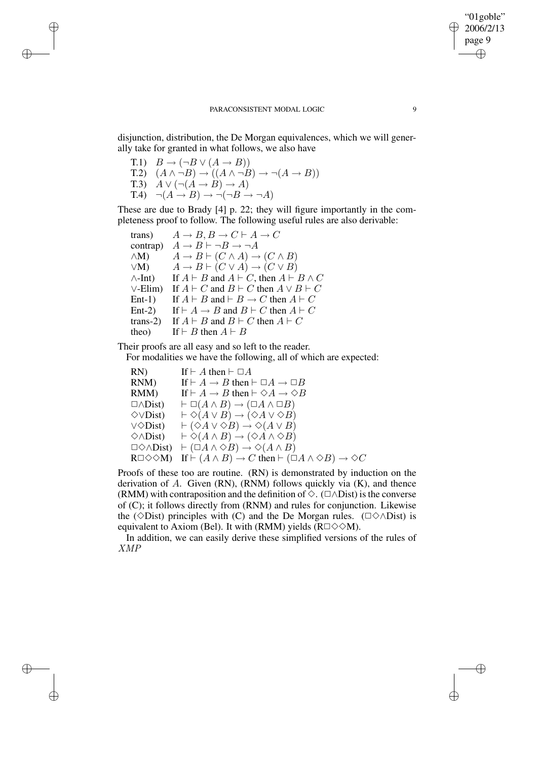disjunction, distribution, the De Morgan equivalences, which we will generally take for granted in what follows, we also have

T.1) $B \to (\neg B \vee (A \to B))$

T.2) $(A \wedge \neg B) \to ((A \wedge \neg B) \to \neg(A \to B))$

T.3) $A \vee (\neg(A \to B) \to A)$

T.4) $\neg(A \to B) \to \neg(\neg B \to \neg A)$

These are due to Brady [4] p. 22; they will figure importantly in the completeness proof to follow. The following useful rules are also derivable:

trans) $A \to B, B \to C \vdash A \to C$

contrap) $A \to B \vdash \neg B \to \neg A$

$\wedge$M) $A \to B \vdash (C \wedge A) \to (C \wedge B)$

$\vee$M) $A \to B \vdash (C \vee A) \to (C \vee B)$

$\wedge$-Int) If $A \vdash B$ and $A \vdash C$, then $A \vdash B \wedge C$

$\vee$-Elim) If $A \vdash C$ and $B \vdash C$ then $A \vee B \vdash C$

Ent-1) If $A \vdash B$ and $\vdash B \to C$ then $A \vdash C$

Ent-2) If $\vdash A \to B$ and $B \vdash C$ then $A \vdash C$

trans-2) If $A \vdash B$ and $B \vdash C$ then $A \vdash C$

theo) If $\vdash B$ then $A \vdash B$

Their proofs are all easy and so left to the reader.

For modalities we have the following, all of which are expected:

RN) If $\vdash A$ then $\vdash \Box A$

RNM) If $\vdash A \to B$ then $\vdash \Box A \to \Box B$

RMM) If $\vdash A \to B$ then $\vdash \Diamond A \to \Diamond B$

$\Box\wedge$Dist) $\vdash \Box(A \wedge B) \to (\Box A \wedge \Box B)$

$\Diamond\vee$Dist) $\vdash \Diamond(A \vee B) \to (\Diamond A \vee \Diamond B)$

$\vee\Diamond$Dist) $\vdash (\Diamond A \vee \Diamond B) \to \Diamond(A \vee B)$

$\Diamond\wedge$Dist) $\vdash \Diamond(A \wedge B) \to (\Diamond A \wedge \Diamond B)$

$\Box\Diamond\wedge$Dist) $\vdash (\Box A \wedge \Diamond B) \to \Diamond(A \wedge B)$

R$\Box\Diamond\Diamond$M) If $\vdash (A \wedge B) \to C$ then $\vdash (\Box A \wedge \Diamond B) \to \Diamond C$

Proofs of these too are routine. (RN) is demonstrated by induction on the derivation of $A$. Given (RN), (RNM) follows quickly via (K), and thence (RMM) with contraposition and the definition of $\Diamond$. ($\Box\wedge$Dist) is the converse of (C); it follows directly from (RNM) and rules for conjunction. Likewise the ($\Diamond$Dist) principles with (C) and the De Morgan rules. ($\Box\Diamond\wedge$Dist) is equivalent to Axiom (Bel). It with (RMM) yields (R$\Box\Diamond\Diamond$M).

In addition, we can easily derive these simplified versions of the rules of *XMP*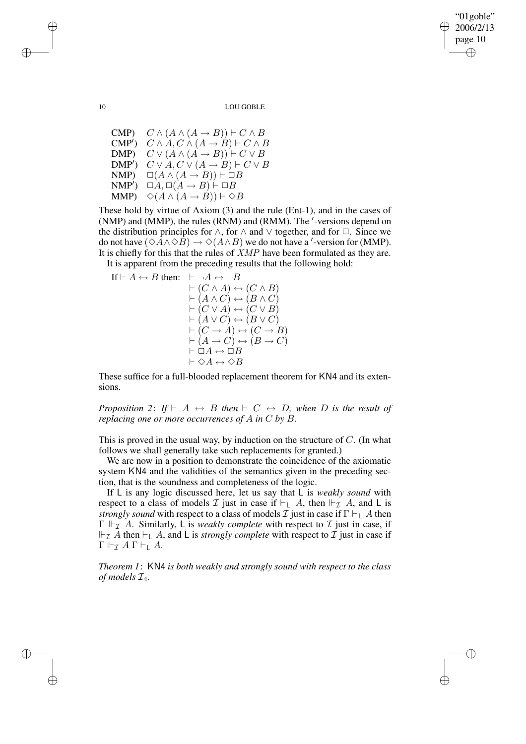| | |
|---|---|
| CMP) | $C \wedge (A \wedge (A \rightarrow B)) \vdash C \wedge B$ |
| CMP′) | $C \wedge A, C \wedge (A \rightarrow B) \vdash C \wedge B$ |
| DMP) | $C \vee (A \wedge (A \rightarrow B)) \vdash C \vee B$ |
| DMP′) | $C \vee A, C \vee (A \rightarrow B) \vdash C \vee B$ |
| NMP) | $\Box(A \wedge (A \rightarrow B)) \vdash \Box B$ |
| NMP′) | $\Box A, \Box(A \rightarrow B) \vdash \Box B$ |
| MMP) | $\Diamond(A \wedge (A \rightarrow B)) \vdash \Diamond B$ |

These hold by virtue of Axiom (3) and the rule (Ent-1), and in the cases of (NMP) and (MMP), the rules (RNM) and (RMM). The ′-versions depend on the distribution principles for $\wedge$, for $\wedge$ and $\vee$ together, and for $\Box$. Since we do not have $(\Diamond A \wedge \Diamond B) \rightarrow \Diamond(A \wedge B)$ we do not have a ′-version for (MMP). It is chiefly for this that the rules of $XMP$ have been formulated as they are.

It is apparent from the preceding results that the following hold:

$$
\begin{aligned}
\text{If} \vdash A \leftrightarrow B \text{ then: } & \vdash \neg A \leftrightarrow \neg B \\
& \vdash (C \wedge A) \leftrightarrow (C \wedge B) \\
& \vdash (A \wedge C) \leftrightarrow (B \wedge C) \\
& \vdash (C \vee A) \leftrightarrow (C \vee B) \\
& \vdash (A \vee C) \leftrightarrow (B \vee C) \\
& \vdash (C \rightarrow A) \leftrightarrow (C \rightarrow B) \\
& \vdash (A \rightarrow C) \leftrightarrow (B \rightarrow C) \\
& \vdash \Box A \leftrightarrow \Box B \\
& \vdash \Diamond A \leftrightarrow \Diamond B
\end{aligned}
$$

These suffice for a full-blooded replacement theorem for KN4 and its extensions.

*Proposition 2*: *If* $\vdash A \leftrightarrow B$ *then* $\vdash C \leftrightarrow D$, *when* $D$ *is the result of replacing one or more occurrences of* $A$ *in* $C$ *by* $B$.

This is proved in the usual way, by induction on the structure of $C$. (In what follows we shall generally take such replacements for granted.)

We are now in a position to demonstrate the coincidence of the axiomatic system KN4 and the validities of the semantics given in the preceding section, that is the soundness and completeness of the logic.

If L is any logic discussed here, let us say that L is *weakly sound* with respect to a class of models $\mathcal{I}$ just in case if $\vdash_{\mathsf{L}} A$, then $\Vdash_{\mathcal{I}} A$, and L is *strongly sound* with respect to a class of models $\mathcal{I}$ just in case if $\Gamma \vdash_{\mathsf{L}} A$ then $\Gamma \Vdash_{\mathcal{I}} A$. Similarly, L is *weakly complete* with respect to $\mathcal{I}$ just in case, if $\Vdash_{\mathcal{I}} A$ then $\vdash_{\mathsf{L}} A$, and L is *strongly complete* with respect to $\mathcal{I}$ just in case if $\Gamma \Vdash_{\mathcal{I}} A$ $\Gamma \vdash_{\mathsf{L}} A$.

*Theorem 1*: KN4 *is both weakly and strongly sound with respect to the class of models* $\mathcal{I}_4$.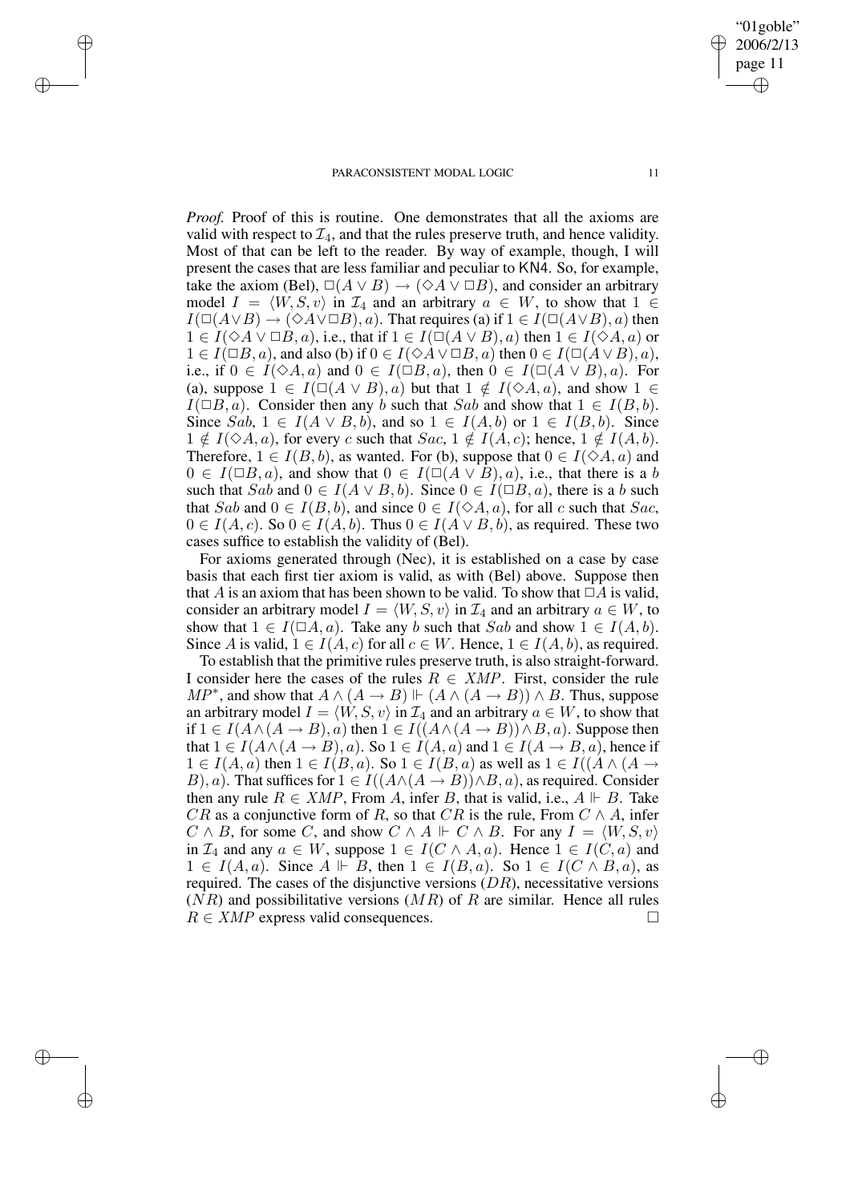*Proof*. Proof of this is routine. One demonstrates that all the axioms are valid with respect to $\mathcal{I}_4$, and that the rules preserve truth, and hence validity. Most of that can be left to the reader. By way of example, though, I will present the cases that are less familiar and peculiar to KN4. So, for example, take the axiom (Bel), $\Box(A \vee B) \to (\Diamond A \vee \Box B)$, and consider an arbitrary model $I = \langle W, S, v\rangle$ in $\mathcal{I}_4$ and an arbitrary $a \in W$, to show that $1 \in I(\Box(A \vee B) \to (\Diamond A \vee \Box B), a)$. That requires (a) if $1 \in I(\Box(A \vee B), a)$ then $1 \in I(\Diamond A \vee \Box B, a)$, i.e., that if $1 \in I(\Box(A \vee B), a)$ then $1 \in I(\Diamond A, a)$ or $1 \in I(\Box B, a)$, and also (b) if $0 \in I(\Diamond A \vee \Box B, a)$ then $0 \in I(\Box(A \vee B), a)$, i.e., if $0 \in I(\Diamond A, a)$ and $0 \in I(\Box B, a)$, then $0 \in I(\Box(A \vee B), a)$. For (a), suppose $1 \in I(\Box(A \vee B), a)$ but that $1 \notin I(\Diamond A, a)$, and show $1 \in I(\Box B, a)$. Consider then any $b$ such that $Sab$ and show that $1 \in I(B, b)$. Since $Sab$, $1 \in I(A \vee B, b)$, and so $1 \in I(A, b)$ or $1 \in I(B, b)$. Since $1 \notin I(\Diamond A, a)$, for every $c$ such that $Sac$, $1 \notin I(A, c)$; hence, $1 \notin I(A, b)$. Therefore, $1 \in I(B, b)$, as wanted. For (b), suppose that $0 \in I(\Diamond A, a)$ and $0 \in I(\Box B, a)$, and show that $0 \in I(\Box(A \vee B), a)$, i.e., that there is a $b$ such that $Sab$ and $0 \in I(A \vee B, b)$. Since $0 \in I(\Box B, a)$, there is a $b$ such that $Sab$ and $0 \in I(B, b)$, and since $0 \in I(\Diamond A, a)$, for all $c$ such that $Sac$, $0 \in I(A, c)$. So $0 \in I(A, b)$. Thus $0 \in I(A \vee B, b)$, as required. These two cases suffice to establish the validity of (Bel).

For axioms generated through (Nec), it is established on a case by case basis that each first tier axiom is valid, as with (Bel) above. Suppose then that $A$ is an axiom that has been shown to be valid. To show that $\Box A$ is valid, consider an arbitrary model $I = \langle W, S, v\rangle$ in $\mathcal{I}_4$ and an arbitrary $a \in W$, to show that $1 \in I(\Box A, a)$. Take any $b$ such that $Sab$ and show $1 \in I(A, b)$. Since $A$ is valid, $1 \in I(A, c)$ for all $c \in W$. Hence, $1 \in I(A, b)$, as required.

To establish that the primitive rules preserve truth, is also straight-forward. I consider here the cases of the rules $R \in XMP$. First, consider the rule $MP^*$, and show that $A \wedge (A \to B) \Vdash (A \wedge (A \to B)) \wedge B$. Thus, suppose an arbitrary model $I = \langle W, S, v\rangle$ in $\mathcal{I}_4$ and an arbitrary $a \in W$, to show that if $1 \in I(A \wedge (A \to B), a)$ then $1 \in I((A \wedge (A \to B)) \wedge B, a)$. Suppose then that $1 \in I(A \wedge (A \to B), a)$. So $1 \in I(A, a)$ and $1 \in I(A \to B, a)$, hence if $1 \in I(A, a)$ then $1 \in I(B, a)$. So $1 \in I(B, a)$ as well as $1 \in I((A \wedge (A \to B), a)$. That suffices for $1 \in I((A \wedge (A \to B)) \wedge B, a)$, as required. Consider then any rule $R \in XMP$, From $A$, infer $B$, that is valid, i.e., $A \Vdash B$. Take $CR$ as a conjunctive form of $R$, so that $CR$ is the rule, From $C \wedge A$, infer $C \wedge B$, for some $C$, and show $C \wedge A \Vdash C \wedge B$. For any $I = \langle W, S, v\rangle$ in $\mathcal{I}_4$ and any $a \in W$, suppose $1 \in I(C \wedge A, a)$. Hence $1 \in I(C, a)$ and $1 \in I(A, a)$. Since $A \Vdash B$, then $1 \in I(B, a)$. So $1 \in I(C \wedge B, a)$, as required. The cases of the disjunctive versions ($DR$), necessitative versions ($NR$) and possibilitative versions ($MR$) of $R$ are similar. Hence all rules $R \in XMP$ express valid consequences. □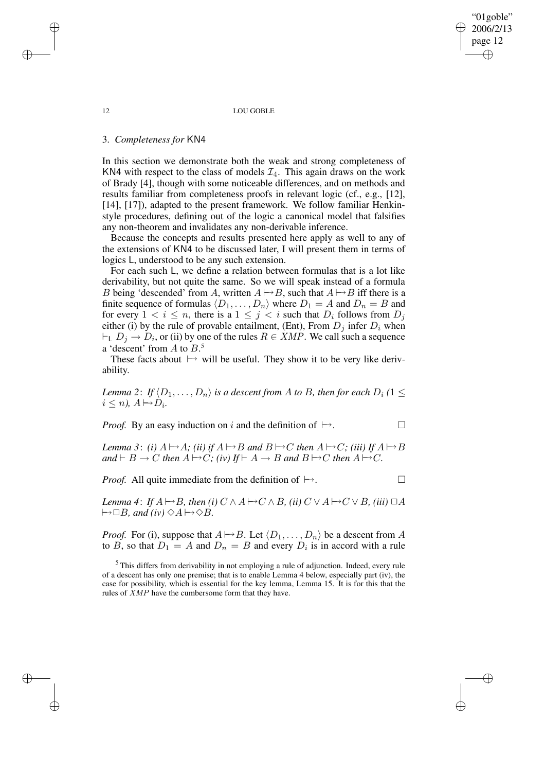## 3. *Completeness for* KN4

In this section we demonstrate both the weak and strong completeness of KN4 with respect to the class of models $\mathcal{I}_4$. This again draws on the work of Brady [4], though with some noticeable differences, and on methods and results familiar from completeness proofs in relevant logic (cf., e.g., [12], [14], [17]), adapted to the present framework. We follow familiar Henkin-style procedures, defining out of the logic a canonical model that falsifies any non-theorem and invalidates any non-derivable inference.

Because the concepts and results presented here apply as well to any of the extensions of KN4 to be discussed later, I will present them in terms of logics L, understood to be any such extension.

For each such L, we define a relation between formulas that is a lot like derivability, but not quite the same. So we will speak instead of a formula $B$ being 'descended' from $A$, written $A \mapsto B$, such that $A \mapsto B$ iff there is a finite sequence of formulas $\langle D_1, \ldots, D_n \rangle$ where $D_1 = A$ and $D_n = B$ and for every $1 < i \leq n$, there is a $1 \leq j < i$ such that $D_i$ follows from $D_j$ either (i) by the rule of provable entailment, (Ent), From $D_j$ infer $D_i$ when $\vdash_{\mathsf{L}} D_j \rightarrow D_i$, or (ii) by one of the rules $R \in XMP$. We call such a sequence a 'descent' from $A$ to $B$.[5]

These facts about $\mapsto$ will be useful. They show it to be very like derivability.

*Lemma 2*: *If $\langle D_1, \ldots, D_n \rangle$ is a descent from $A$ to $B$, then for each $D_i$ ($1 \leq i \leq n$), $A \mapsto D_i$.*

*Proof.* By an easy induction on $i$ and the definition of $\mapsto$. □

*Lemma 3*: *(i) $A \mapsto A$; (ii) if $A \mapsto B$ and $B \mapsto C$ then $A \mapsto C$; (iii) If $A \mapsto B$ and $\vdash B \rightarrow C$ then $A \mapsto C$; (iv) If $\vdash A \rightarrow B$ and $B \mapsto C$ then $A \mapsto C$.*

*Proof.* All quite immediate from the definition of $\mapsto$. □

*Lemma 4*: *If $A \mapsto B$, then (i) $C \wedge A \mapsto C \wedge B$, (ii) $C \vee A \mapsto C \vee B$, (iii) $\Box A \mapsto \Box B$, and (iv) $\Diamond A \mapsto \Diamond B$.*

*Proof.* For (i), suppose that $A \mapsto B$. Let $\langle D_1, \ldots, D_n \rangle$ be a descent from $A$ to $B$, so that $D_1 = A$ and $D_n = B$ and every $D_i$ is in accord with a rule

[5] This differs from derivability in not employing a rule of adjunction. Indeed, every rule of a descent has only one premise; that is to enable Lemma 4 below, especially part (iv), the case for possibility, which is essential for the key lemma, Lemma 15. It is for this that the rules of $XMP$ have the cumbersome form that they have.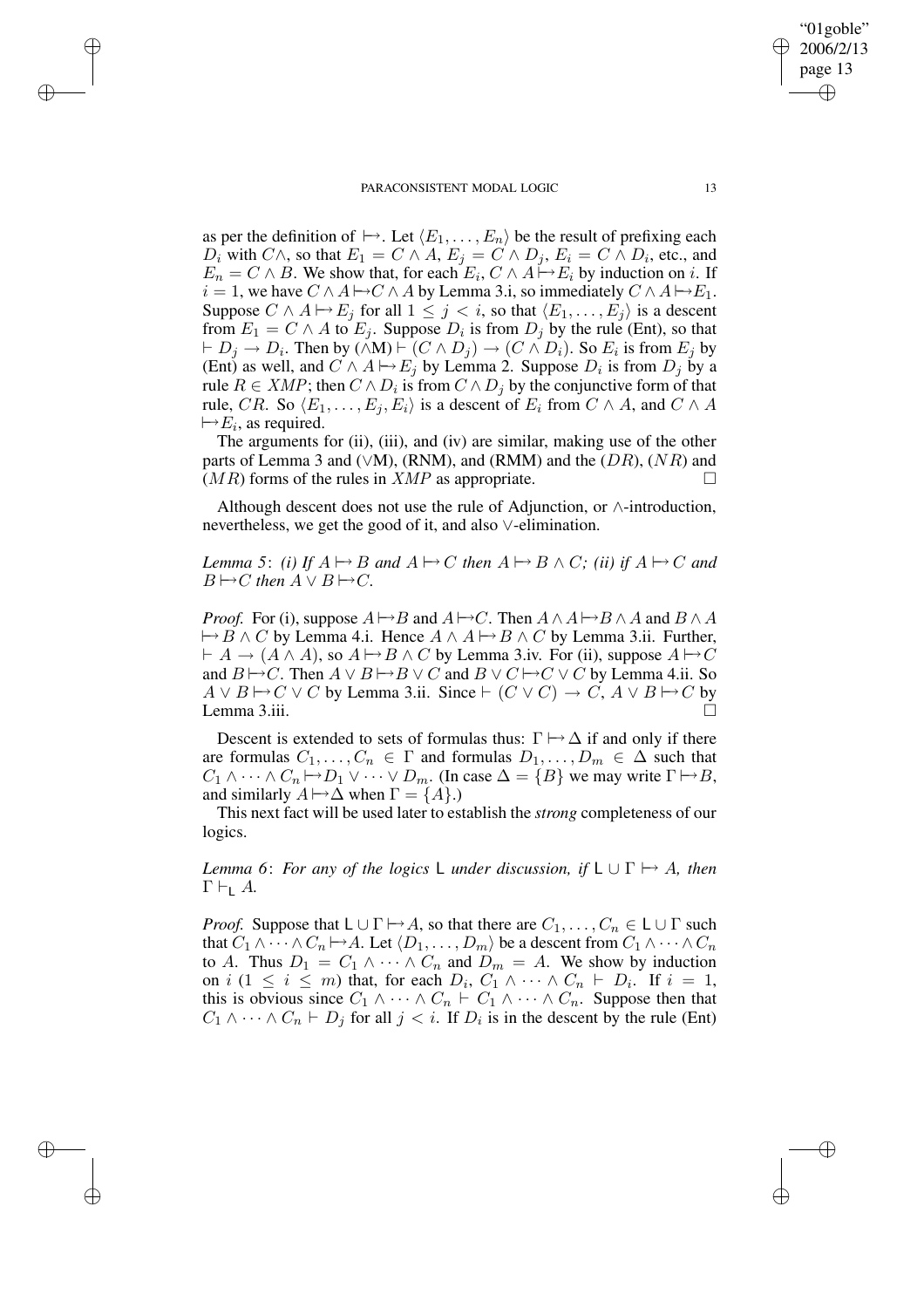as per the definition of $\mapsto$. Let $\langle E_1, \ldots, E_n \rangle$ be the result of prefixing each $D_i$ with $C\wedge$, so that $E_1 = C \wedge A$, $E_j = C \wedge D_j$, $E_i = C \wedge D_i$, etc., and $E_n = C \wedge B$. We show that, for each $E_i$, $C \wedge A \mapsto E_i$ by induction on $i$. If $i = 1$, we have $C \wedge A \mapsto C \wedge A$ by Lemma 3.i, so immediately $C \wedge A \mapsto E_1$. Suppose $C \wedge A \mapsto E_j$ for all $1 \leq j < i$, so that $\langle E_1, \ldots, E_j \rangle$ is a descent from $E_1 = C \wedge A$ to $E_j$. Suppose $D_i$ is from $D_j$ by the rule (Ent), so that $\vdash D_j \to D_i$. Then by ($\wedge$M) $\vdash (C \wedge D_j) \to (C \wedge D_i)$. So $E_i$ is from $E_j$ by (Ent) as well, and $C \wedge A \mapsto E_j$ by Lemma 2. Suppose $D_i$ is from $D_j$ by a rule $R \in XMP$; then $C \wedge D_i$ is from $C \wedge D_j$ by the conjunctive form of that rule, $CR$. So $\langle E_1, \ldots, E_j, E_i \rangle$ is a descent of $E_i$ from $C \wedge A$, and $C \wedge A \mapsto E_i$, as required.

The arguments for (ii), (iii), and (iv) are similar, making use of the other parts of Lemma 3 and ($\vee$M), (RNM), and (RMM) and the $(DR)$, $(NR)$ and $(MR)$ forms of the rules in $XMP$ as appropriate. □

Although descent does not use the rule of Adjunction, or $\wedge$-introduction, nevertheless, we get the good of it, and also $\vee$-elimination.

*Lemma 5*: *(i) If $A \mapsto B$ and $A \mapsto C$ then $A \mapsto B \wedge C$; (ii) if $A \mapsto C$ and $B \mapsto C$ then $A \vee B \mapsto C$.*

*Proof.* For (i), suppose $A \mapsto B$ and $A \mapsto C$. Then $A \wedge A \mapsto B \wedge A$ and $B \wedge A \mapsto B \wedge C$ by Lemma 4.i. Hence $A \wedge A \mapsto B \wedge C$ by Lemma 3.ii. Further, $\vdash A \to (A \wedge A)$, so $A \mapsto B \wedge C$ by Lemma 3.iv. For (ii), suppose $A \mapsto C$ and $B \mapsto C$. Then $A \vee B \mapsto B \vee C$ and $B \vee C \mapsto C \vee C$ by Lemma 4.ii. So $A \vee B \mapsto C \vee C$ by Lemma 3.ii. Since $\vdash (C \vee C) \to C$, $A \vee B \mapsto C$ by Lemma 3.iii. □

Descent is extended to sets of formulas thus: $\Gamma \mapsto \Delta$ if and only if there are formulas $C_1, \ldots, C_n \in \Gamma$ and formulas $D_1, \ldots, D_m \in \Delta$ such that $C_1 \wedge \cdots \wedge C_n \mapsto D_1 \vee \cdots \vee D_m$. (In case $\Delta = \{B\}$ we may write $\Gamma \mapsto B$, and similarly $A \mapsto \Delta$ when $\Gamma = \{A\}$.)

This next fact will be used later to establish the *strong* completeness of our logics.

*Lemma 6*: *For any of the logics* $\mathsf{L}$ *under discussion, if $\mathsf{L} \cup \Gamma \mapsto A$, then $\Gamma \vdash_{\mathsf{L}} A$.*

*Proof.* Suppose that $\mathsf{L} \cup \Gamma \mapsto A$, so that there are $C_1, \ldots, C_n \in \mathsf{L} \cup \Gamma$ such that $C_1 \wedge \cdots \wedge C_n \mapsto A$. Let $\langle D_1, \ldots, D_m \rangle$ be a descent from $C_1 \wedge \cdots \wedge C_n$ to $A$. Thus $D_1 = C_1 \wedge \cdots \wedge C_n$ and $D_m = A$. We show by induction on $i$ ($1 \leq i \leq m$) that, for each $D_i$, $C_1 \wedge \cdots \wedge C_n \vdash D_i$. If $i = 1$, this is obvious since $C_1 \wedge \cdots \wedge C_n \vdash C_1 \wedge \cdots \wedge C_n$. Suppose then that $C_1 \wedge \cdots \wedge C_n \vdash D_j$ for all $j < i$. If $D_i$ is in the descent by the rule (Ent)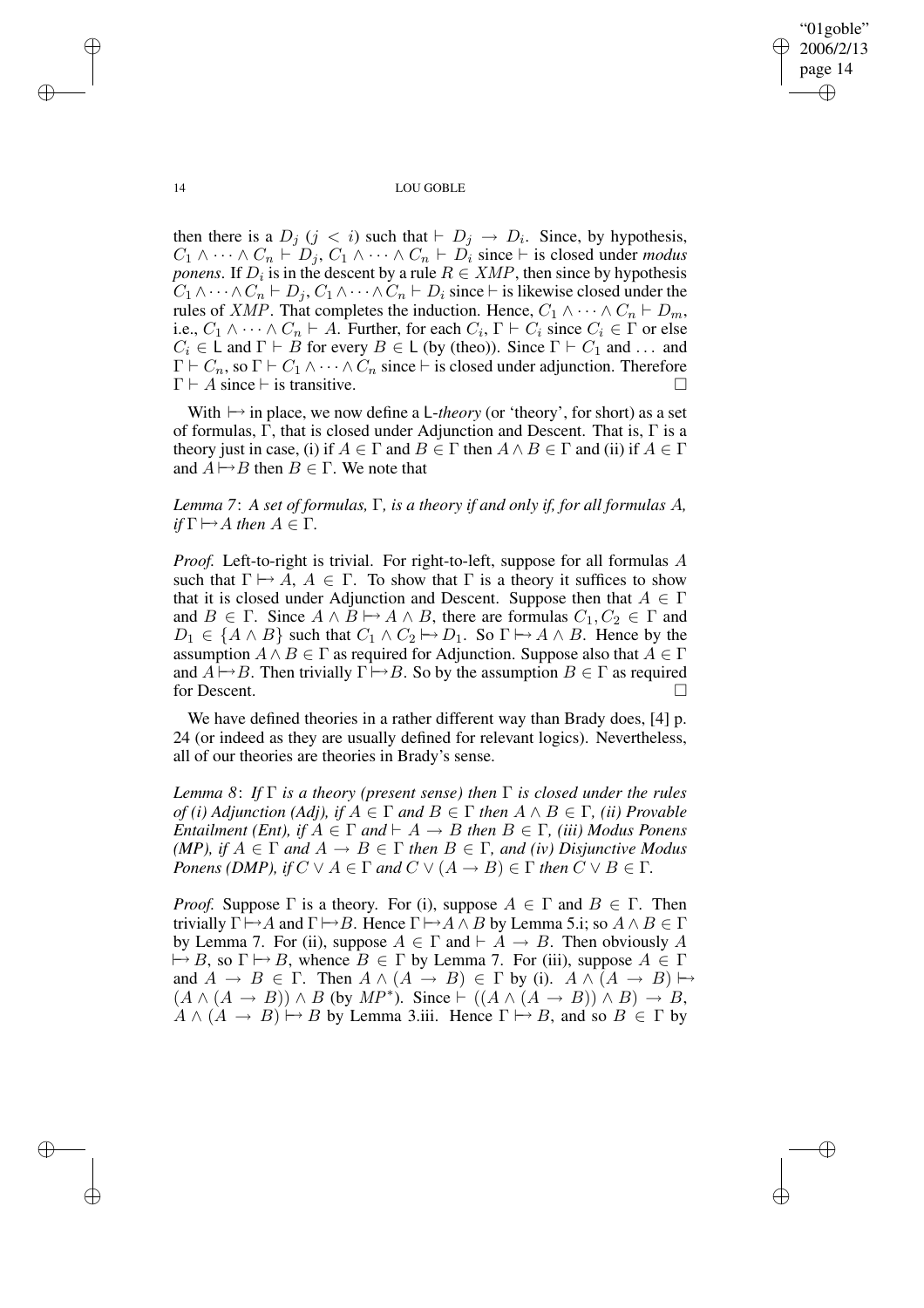then there is a $D_j$ ($j < i$) such that $\vdash D_j \rightarrow D_i$. Since, by hypothesis, $C_1 \wedge \cdots \wedge C_n \vdash D_j$, $C_1 \wedge \cdots \wedge C_n \vdash D_i$ since $\vdash$ is closed under *modus ponens*. If $D_i$ is in the descent by a rule $R \in XMP$, then since by hypothesis $C_1 \wedge \cdots \wedge C_n \vdash D_j$, $C_1 \wedge \cdots \wedge C_n \vdash D_i$ since $\vdash$ is likewise closed under the rules of $XMP$. That completes the induction. Hence, $C_1 \wedge \cdots \wedge C_n \vdash D_m$, i.e., $C_1 \wedge \cdots \wedge C_n \vdash A$. Further, for each $C_i$, $\Gamma \vdash C_i$ since $C_i \in \Gamma$ or else $C_i \in \mathsf{L}$ and $\Gamma \vdash B$ for every $B \in \mathsf{L}$ (by (theo)). Since $\Gamma \vdash C_1$ and ... and $\Gamma \vdash C_n$, so $\Gamma \vdash C_1 \wedge \cdots \wedge C_n$ since $\vdash$ is closed under adjunction. Therefore $\Gamma \vdash A$ since $\vdash$ is transitive. □

With $\mapsto$ in place, we now define a $\mathsf{L}$-*theory* (or 'theory', for short) as a set of formulas, $\Gamma$, that is closed under Adjunction and Descent. That is, $\Gamma$ is a theory just in case, (i) if $A \in \Gamma$ and $B \in \Gamma$ then $A \wedge B \in \Gamma$ and (ii) if $A \in \Gamma$ and $A \mapsto B$ then $B \in \Gamma$. We note that

*Lemma 7*: *A set of formulas,* $\Gamma$*, is a theory if and only if, for all formulas* $A$*, if* $\Gamma \mapsto A$ *then* $A \in \Gamma$.

*Proof.* Left-to-right is trivial. For right-to-left, suppose for all formulas $A$ such that $\Gamma \mapsto A$, $A \in \Gamma$. To show that $\Gamma$ is a theory it suffices to show that it is closed under Adjunction and Descent. Suppose then that $A \in \Gamma$ and $B \in \Gamma$. Since $A \wedge B \mapsto A \wedge B$, there are formulas $C_1, C_2 \in \Gamma$ and $D_1 \in \{A \wedge B\}$ such that $C_1 \wedge C_2 \mapsto D_1$. So $\Gamma \mapsto A \wedge B$. Hence by the assumption $A \wedge B \in \Gamma$ as required for Adjunction. Suppose also that $A \in \Gamma$ and $A \mapsto B$. Then trivially $\Gamma \mapsto B$. So by the assumption $B \in \Gamma$ as required for Descent. □

We have defined theories in a rather different way than Brady does, [4] p. 24 (or indeed as they are usually defined for relevant logics). Nevertheless, all of our theories are theories in Brady's sense.

*Lemma 8*: *If* $\Gamma$ *is a theory (present sense) then* $\Gamma$ *is closed under the rules of (i) Adjunction (Adj), if* $A \in \Gamma$ *and* $B \in \Gamma$ *then* $A \wedge B \in \Gamma$*, (ii) Provable Entailment (Ent), if* $A \in \Gamma$ *and* $\vdash A \rightarrow B$ *then* $B \in \Gamma$*, (iii) Modus Ponens (MP), if* $A \in \Gamma$ *and* $A \rightarrow B \in \Gamma$ *then* $B \in \Gamma$*, and (iv) Disjunctive Modus Ponens (DMP), if* $C \vee A \in \Gamma$ *and* $C \vee (A \rightarrow B) \in \Gamma$ *then* $C \vee B \in \Gamma$.

*Proof.* Suppose $\Gamma$ is a theory. For (i), suppose $A \in \Gamma$ and $B \in \Gamma$. Then trivially $\Gamma \mapsto A$ and $\Gamma \mapsto B$. Hence $\Gamma \mapsto A \wedge B$ by Lemma 5.i; so $A \wedge B \in \Gamma$ by Lemma 7. For (ii), suppose $A \in \Gamma$ and $\vdash A \rightarrow B$. Then obviously $A \mapsto B$, so $\Gamma \mapsto B$, whence $B \in \Gamma$ by Lemma 7. For (iii), suppose $A \in \Gamma$ and $A \rightarrow B \in \Gamma$. Then $A \wedge (A \rightarrow B) \in \Gamma$ by (i). $A \wedge (A \rightarrow B) \mapsto (A \wedge (A \rightarrow B)) \wedge B$ (by $MP^*$). Since $\vdash ((A \wedge (A \rightarrow B)) \wedge B) \rightarrow B$, $A \wedge (A \rightarrow B) \mapsto B$ by Lemma 3.iii. Hence $\Gamma \mapsto B$, and so $B \in \Gamma$ by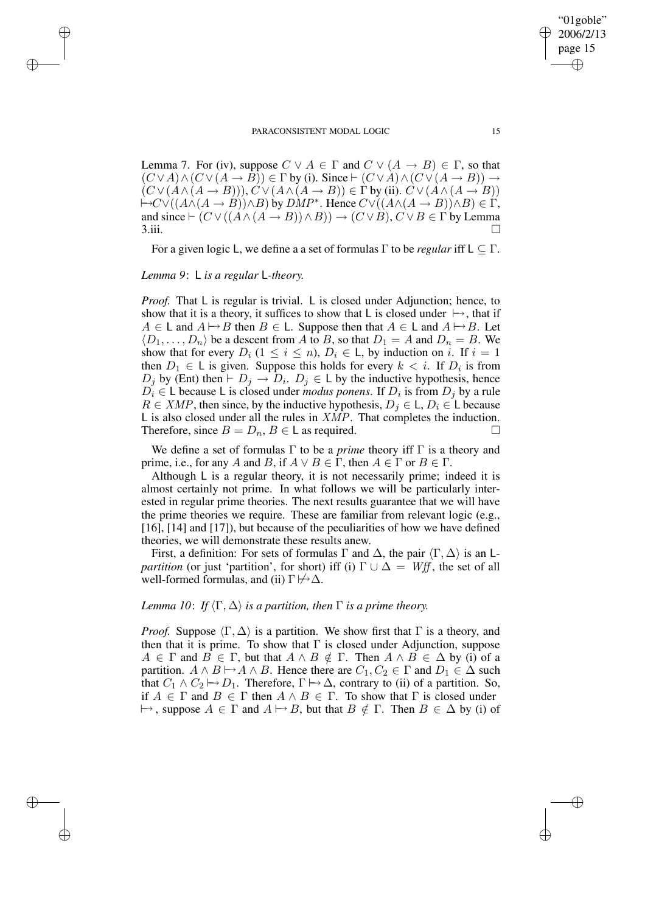Lemma 7. For (iv), suppose $C \vee A \in \Gamma$ and $C \vee (A \to B) \in \Gamma$, so that $(C \vee A) \wedge (C \vee (A \to B)) \in \Gamma$ by (i). Since $\vdash (C \vee A) \wedge (C \vee (A \to B)) \to (C \vee (A \wedge (A \to B)))$, $C \vee (A \wedge (A \to B)) \in \Gamma$ by (ii). $C \vee (A \wedge (A \to B)) \mapsto C \vee ((A \wedge (A \to B)) \wedge B)$ by $DMP^*$. Hence $C \vee ((A \wedge (A \to B)) \wedge B) \in \Gamma$, and since $\vdash (C \vee ((A \wedge (A \to B)) \wedge B)) \to (C \vee B)$, $C \vee B \in \Gamma$ by Lemma 3.iii. $\square$

For a given logic $\mathsf{L}$, we define a a set of formulas $\Gamma$ to be *regular* iff $\mathsf{L} \subseteq \Gamma$.

*Lemma 9*: $\mathsf{L}$ *is a regular* $\mathsf{L}$*-theory.*

*Proof.* That $\mathsf{L}$ is regular is trivial. $\mathsf{L}$ is closed under Adjunction; hence, to show that it is a theory, it suffices to show that $\mathsf{L}$ is closed under $\mapsto$, that if $A \in \mathsf{L}$ and $A \mapsto B$ then $B \in \mathsf{L}$. Suppose then that $A \in \mathsf{L}$ and $A \mapsto B$. Let $\langle D_1, \ldots, D_n \rangle$ be a descent from $A$ to $B$, so that $D_1 = A$ and $D_n = B$. We show that for every $D_i$ ($1 \leq i \leq n$), $D_i \in \mathsf{L}$, by induction on $i$. If $i = 1$ then $D_1 \in \mathsf{L}$ is given. Suppose this holds for every $k < i$. If $D_i$ is from $D_j$ by (Ent) then $\vdash D_j \to D_i$. $D_j \in \mathsf{L}$ by the inductive hypothesis, hence $D_i \in \mathsf{L}$ because $\mathsf{L}$ is closed under *modus ponens*. If $D_i$ is from $D_j$ by a rule $R \in XMP$, then since, by the inductive hypothesis, $D_j \in \mathsf{L}$, $D_i \in \mathsf{L}$ because $\mathsf{L}$ is also closed under all the rules in $XMP$. That completes the induction. Therefore, since $B = D_n$, $B \in \mathsf{L}$ as required. $\square$

We define a set of formulas $\Gamma$ to be a *prime* theory iff $\Gamma$ is a theory and prime, i.e., for any $A$ and $B$, if $A \vee B \in \Gamma$, then $A \in \Gamma$ or $B \in \Gamma$.

Although $\mathsf{L}$ is a regular theory, it is not necessarily prime; indeed it is almost certainly not prime. In what follows we will be particularly interested in regular prime theories. The next results guarantee that we will have the prime theories we require. These are familiar from relevant logic (e.g., [16], [14] and [17]), but because of the peculiarities of how we have defined theories, we will demonstrate these results anew.

First, a definition: For sets of formulas $\Gamma$ and $\Delta$, the pair $\langle \Gamma, \Delta \rangle$ is an $\mathsf{L}$-*partition* (or just 'partition', for short) iff (i) $\Gamma \cup \Delta = \mathit{Wff}$, the set of all well-formed formulas, and (ii) $\Gamma \not\mapsto \Delta$.

*Lemma 10*: *If* $\langle \Gamma, \Delta \rangle$ *is a partition, then* $\Gamma$ *is a prime theory.*

*Proof.* Suppose $\langle \Gamma, \Delta \rangle$ is a partition. We show first that $\Gamma$ is a theory, and then that it is prime. To show that $\Gamma$ is closed under Adjunction, suppose $A \in \Gamma$ and $B \in \Gamma$, but that $A \wedge B \notin \Gamma$. Then $A \wedge B \in \Delta$ by (i) of a partition. $A \wedge B \mapsto A \wedge B$. Hence there are $C_1, C_2 \in \Gamma$ and $D_1 \in \Delta$ such that $C_1 \wedge C_2 \mapsto D_1$. Therefore, $\Gamma \mapsto \Delta$, contrary to (ii) of a partition. So, if $A \in \Gamma$ and $B \in \Gamma$ then $A \wedge B \in \Gamma$. To show that $\Gamma$ is closed under $\mapsto$, suppose $A \in \Gamma$ and $A \mapsto B$, but that $B \notin \Gamma$. Then $B \in \Delta$ by (i) of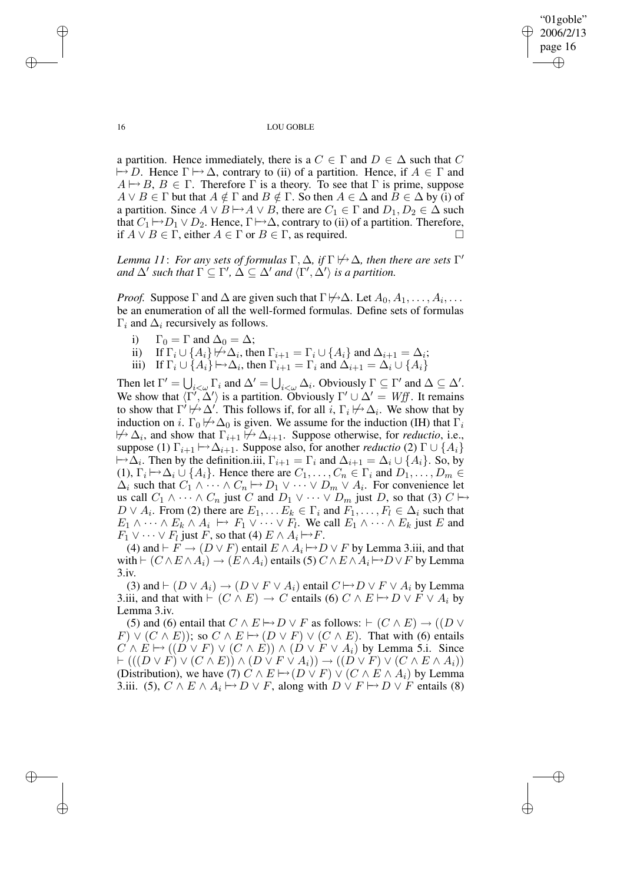a partition. Hence immediately, there is a $C \in \Gamma$ and $D \in \Delta$ such that $C \mapsto D$. Hence $\Gamma \mapsto \Delta$, contrary to (ii) of a partition. Hence, if $A \in \Gamma$ and $A \mapsto B$, $B \in \Gamma$. Therefore $\Gamma$ is a theory. To see that $\Gamma$ is prime, suppose $A \vee B \in \Gamma$ but that $A \notin \Gamma$ and $B \notin \Gamma$. So then $A \in \Delta$ and $B \in \Delta$ by (i) of a partition. Since $A \vee B \mapsto A \vee B$, there are $C_1 \in \Gamma$ and $D_1, D_2 \in \Delta$ such that $C_1 \mapsto D_1 \vee D_2$. Hence, $\Gamma \mapsto \Delta$, contrary to (ii) of a partition. Therefore, if $A \vee B \in \Gamma$, either $A \in \Gamma$ or $B \in \Gamma$, as required. □

*Lemma 11*: *For any sets of formulas $\Gamma, \Delta$, if $\Gamma \not\mapsto \Delta$, then there are sets $\Gamma'$ and $\Delta'$ such that $\Gamma \subseteq \Gamma'$, $\Delta \subseteq \Delta'$ and $\langle \Gamma', \Delta' \rangle$ is a partition.*

*Proof.* Suppose $\Gamma$ and $\Delta$ are given such that $\Gamma \not\mapsto \Delta$. Let $A_0, A_1, \ldots, A_i, \ldots$ be an enumeration of all the well-formed formulas. Define sets of formulas $\Gamma_i$ and $\Delta_i$ recursively as follows.

i) $\Gamma_0 = \Gamma$ and $\Delta_0 = \Delta$;

ii) If $\Gamma_i \cup \{A_i\} \not\mapsto \Delta_i$, then $\Gamma_{i+1} = \Gamma_i \cup \{A_i\}$ and $\Delta_{i+1} = \Delta_i$;

iii) If $\Gamma_i \cup \{A_i\} \mapsto \Delta_i$, then $\Gamma_{i+1} = \Gamma_i$ and $\Delta_{i+1} = \Delta_i \cup \{A_i\}$

Then let $\Gamma' = \bigcup_{i<\omega} \Gamma_i$ and $\Delta' = \bigcup_{i<\omega} \Delta_i$. Obviously $\Gamma \subseteq \Gamma'$ and $\Delta \subseteq \Delta'$. We show that $\langle \Gamma', \Delta' \rangle$ is a partition. Obviously $\Gamma' \cup \Delta' = \mathit{Wff}$. It remains to show that $\Gamma' \not\mapsto \Delta'$. This follows if, for all $i$, $\Gamma_i \not\mapsto \Delta_i$. We show that by induction on $i$. $\Gamma_0 \not\mapsto \Delta_0$ is given. We assume for the induction (IH) that $\Gamma_i \not\mapsto \Delta_i$, and show that $\Gamma_{i+1} \not\mapsto \Delta_{i+1}$. Suppose otherwise, for *reductio*, i.e., suppose (1) $\Gamma_{i+1} \mapsto \Delta_{i+1}$. Suppose also, for another *reductio* (2) $\Gamma \cup \{A_i\} \mapsto \Delta_i$. Then by the definition.iii, $\Gamma_{i+1} = \Gamma_i$ and $\Delta_{i+1} = \Delta_i \cup \{A_i\}$. So, by (1), $\Gamma_i \mapsto \Delta_i \cup \{A_i\}$. Hence there are $C_1, \ldots, C_n \in \Gamma_i$ and $D_1, \ldots, D_m \in \Delta_i$ such that $C_1 \wedge \cdots \wedge C_n \mapsto D_1 \vee \cdots \vee D_m \vee A_i$. For convenience let us call $C_1 \wedge \cdots \wedge C_n$ just $C$ and $D_1 \vee \cdots \vee D_m$ just $D$, so that (3) $C \mapsto D \vee A_i$. From (2) there are $E_1, \ldots E_k \in \Gamma_i$ and $F_1, \ldots, F_l \in \Delta_i$ such that $E_1 \wedge \cdots \wedge E_k \wedge A_i \mapsto F_1 \vee \cdots \vee F_l$. We call $E_1 \wedge \cdots \wedge E_k$ just $E$ and $F_1 \vee \cdots \vee F_l$ just $F$, so that (4) $E \wedge A_i \mapsto F$.

(4) and $\vdash F \rightarrow (D \vee F)$ entail $E \wedge A_i \mapsto D \vee F$ by Lemma 3.iii, and that with $\vdash (C \wedge E \wedge A_i) \rightarrow (E \wedge A_i)$ entails (5) $C \wedge E \wedge A_i \mapsto D \vee F$ by Lemma 3.iv.

(3) and $\vdash (D \vee A_i) \rightarrow (D \vee F \vee A_i)$ entail $C \mapsto D \vee F \vee A_i$ by Lemma 3.iii, and that with $\vdash (C \wedge E) \rightarrow C$ entails (6) $C \wedge E \mapsto D \vee F \vee A_i$ by Lemma 3.iv.

(5) and (6) entail that $C \wedge E \mapsto D \vee F$ as follows: $\vdash (C \wedge E) \rightarrow ((D \vee F) \vee (C \wedge E))$; so $C \wedge E \mapsto (D \vee F) \vee (C \wedge E)$. That with (6) entails $C \wedge E \mapsto ((D \vee F) \vee (C \wedge E)) \wedge (D \vee F \vee A_i)$ by Lemma 5.i. Since $\vdash (((D \vee F) \vee (C \wedge E)) \wedge (D \vee F \vee A_i)) \rightarrow ((D \vee F) \vee (C \wedge E \wedge A_i))$ (Distribution), we have (7) $C \wedge E \mapsto (D \vee F) \vee (C \wedge E \wedge A_i)$ by Lemma 3.iii. (5), $C \wedge E \wedge A_i \mapsto D \vee F$, along with $D \vee F \mapsto D \vee F$ entails (8)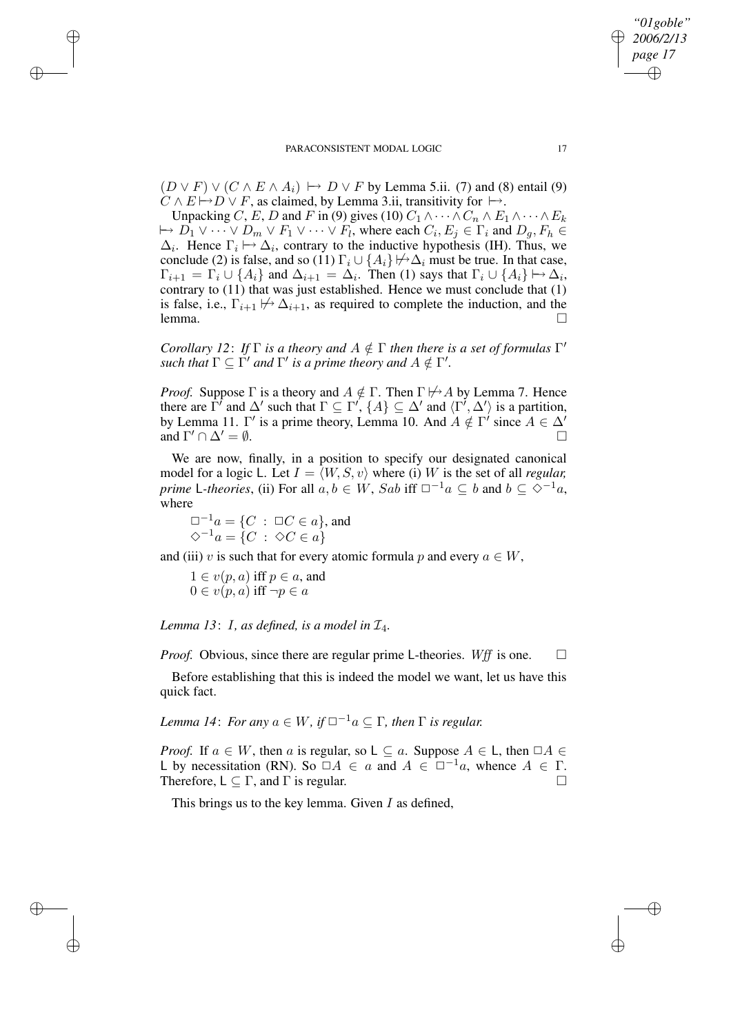$(D \vee F) \vee (C \wedge E \wedge A_i) \mapsto D \vee F$ by Lemma 5.ii. (7) and (8) entail (9) $C \wedge E \mapsto D \vee F$, as claimed, by Lemma 3.ii, transitivity for $\mapsto$.

Unpacking $C$, $E$, $D$ and $F$ in (9) gives (10) $C_1 \wedge \cdots \wedge C_n \wedge E_1 \wedge \cdots \wedge E_k \mapsto D_1 \vee \cdots \vee D_m \vee F_1 \vee \cdots \vee F_l$, where each $C_i, E_j \in \Gamma_i$ and $D_g, F_h \in \Delta_i$. Hence $\Gamma_i \mapsto \Delta_i$, contrary to the inductive hypothesis (IH). Thus, we conclude (2) is false, and so (11) $\Gamma_i \cup \{A_i\} \not\mapsto \Delta_i$ must be true. In that case, $\Gamma_{i+1} = \Gamma_i \cup \{A_i\}$ and $\Delta_{i+1} = \Delta_i$. Then (1) says that $\Gamma_i \cup \{A_i\} \mapsto \Delta_i$, contrary to (11) that was just established. Hence we must conclude that (1) is false, i.e., $\Gamma_{i+1} \not\mapsto \Delta_{i+1}$, as required to complete the induction, and the lemma. □

*Corollary 12*: *If $\Gamma$ is a theory and $A \notin \Gamma$ then there is a set of formulas $\Gamma'$ such that $\Gamma \subseteq \Gamma'$ and $\Gamma'$ is a prime theory and $A \notin \Gamma'$.*

*Proof.* Suppose $\Gamma$ is a theory and $A \notin \Gamma$. Then $\Gamma \not\mapsto A$ by Lemma 7. Hence there are $\Gamma'$ and $\Delta'$ such that $\Gamma \subseteq \Gamma'$, $\{A\} \subseteq \Delta'$ and $\langle \Gamma', \Delta' \rangle$ is a partition, by Lemma 11. $\Gamma'$ is a prime theory, Lemma 10. And $A \notin \Gamma'$ since $A \in \Delta'$ and $\Gamma' \cap \Delta' = \emptyset$. □

We are now, finally, in a position to specify our designated canonical model for a logic L. Let $I = \langle W, S, v \rangle$ where (i) $W$ is the set of all *regular, prime* L*-theories*, (ii) For all $a, b \in W$, $Sab$ iff $\Box^{-1}a \subseteq b$ and $b \subseteq \Diamond^{-1}a$, where

$\Box^{-1}a = \{C \ : \ \Box C \in a\}$, and
$\Diamond^{-1}a = \{C \ : \ \Diamond C \in a\}$

and (iii) $v$ is such that for every atomic formula $p$ and every $a \in W$,

$1 \in v(p, a)$ iff $p \in a$, and
$0 \in v(p, a)$ iff $\neg p \in a$

*Lemma 13*: *$I$, as defined, is a model in $\mathcal{I}_4$.*

*Proof.* Obvious, since there are regular prime L-theories. *Wff* is one. □

Before establishing that this is indeed the model we want, let us have this quick fact.

*Lemma 14*: *For any $a \in W$, if $\Box^{-1}a \subseteq \Gamma$, then $\Gamma$ is regular.*

*Proof.* If $a \in W$, then $a$ is regular, so $\mathsf{L} \subseteq a$. Suppose $A \in \mathsf{L}$, then $\Box A \in \mathsf{L}$ by necessitation (RN). So $\Box A \in a$ and $A \in \Box^{-1}a$, whence $A \in \Gamma$. Therefore, $\mathsf{L} \subseteq \Gamma$, and $\Gamma$ is regular. □

This brings us to the key lemma. Given $I$ as defined,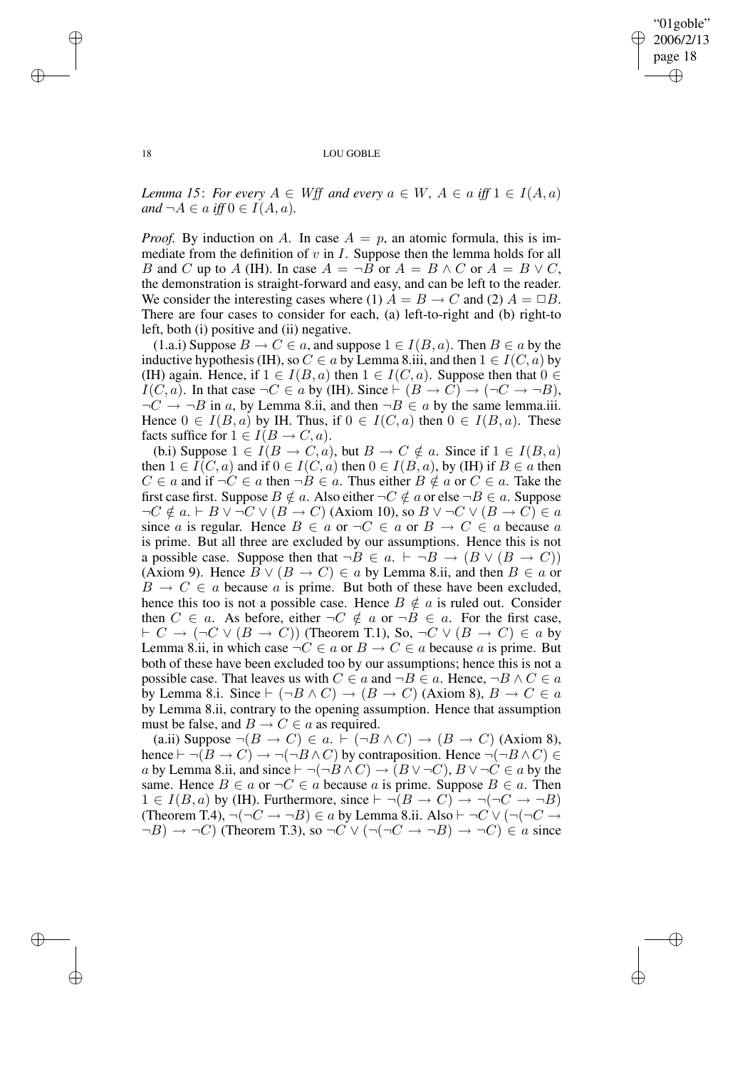*Lemma 15*: *For every $A \in Wff$ and every $a \in W$, $A \in a$ iff $1 \in I(A, a)$ and $\neg A \in a$ iff $0 \in I(A, a)$.*

*Proof.* By induction on $A$. In case $A = p$, an atomic formula, this is immediate from the definition of $v$ in $I$. Suppose then the lemma holds for all $B$ and $C$ up to $A$ (IH). In case $A = \neg B$ or $A = B \wedge C$ or $A = B \vee C$, the demonstration is straight-forward and easy, and can be left to the reader. We consider the interesting cases where (1) $A = B \rightarrow C$ and (2) $A = \Box B$. There are four cases to consider for each, (a) left-to-right and (b) right-to left, both (i) positive and (ii) negative.

(1.a.i) Suppose $B \rightarrow C \in a$, and suppose $1 \in I(B, a)$. Then $B \in a$ by the inductive hypothesis (IH), so $C \in a$ by Lemma 8.iii, and then $1 \in I(C, a)$ by (IH) again. Hence, if $1 \in I(B, a)$ then $1 \in I(C, a)$. Suppose then that $0 \in I(C, a)$. In that case $\neg C \in a$ by (IH). Since $\vdash (B \rightarrow C) \rightarrow (\neg C \rightarrow \neg B)$, $\neg C \rightarrow \neg B$ in $a$, by Lemma 8.ii, and then $\neg B \in a$ by the same lemma.iii. Hence $0 \in I(B, a)$ by IH. Thus, if $0 \in I(C, a)$ then $0 \in I(B, a)$. These facts suffice for $1 \in I(B \rightarrow C, a)$.

(b.i) Suppose $1 \in I(B \rightarrow C, a)$, but $B \rightarrow C \notin a$. Since if $1 \in I(B, a)$ then $1 \in I(C, a)$ and if $0 \in I(C, a)$ then $0 \in I(B, a)$, by (IH) if $B \in a$ then $C \in a$ and if $\neg C \in a$ then $\neg B \in a$. Thus either $B \notin a$ or $C \in a$. Take the first case first. Suppose $B \notin a$. Also either $\neg C \notin a$ or else $\neg B \in a$. Suppose $\neg C \notin a$. $\vdash B \vee \neg C \vee (B \rightarrow C)$ (Axiom 10), so $B \vee \neg C \vee (B \rightarrow C) \in a$ since $a$ is regular. Hence $B \in a$ or $\neg C \in a$ or $B \rightarrow C \in a$ because $a$ is prime. But all three are excluded by our assumptions. Hence this is not a possible case. Suppose then that $\neg B \in a$. $\vdash \neg B \rightarrow (B \vee (B \rightarrow C))$ (Axiom 9). Hence $B \vee (B \rightarrow C) \in a$ by Lemma 8.ii, and then $B \in a$ or $B \rightarrow C \in a$ because $a$ is prime. But both of these have been excluded, hence this too is not a possible case. Hence $B \notin a$ is ruled out. Consider then $C \in a$. As before, either $\neg C \notin a$ or $\neg B \in a$. For the first case, $\vdash C \rightarrow (\neg C \vee (B \rightarrow C))$ (Theorem T.1), So, $\neg C \vee (B \rightarrow C) \in a$ by Lemma 8.ii, in which case $\neg C \in a$ or $B \rightarrow C \in a$ because $a$ is prime. But both of these have been excluded too by our assumptions; hence this is not a possible case. That leaves us with $C \in a$ and $\neg B \in a$. Hence, $\neg B \wedge C \in a$ by Lemma 8.i. Since $\vdash (\neg B \wedge C) \rightarrow (B \rightarrow C)$ (Axiom 8), $B \rightarrow C \in a$ by Lemma 8.ii, contrary to the opening assumption. Hence that assumption must be false, and $B \rightarrow C \in a$ as required.

(a.ii) Suppose $\neg(B \rightarrow C) \in a$. $\vdash (\neg B \wedge C) \rightarrow (B \rightarrow C)$ (Axiom 8), hence $\vdash \neg(B \rightarrow C) \rightarrow \neg(\neg B \wedge C)$ by contraposition. Hence $\neg(\neg B \wedge C) \in a$ by Lemma 8.ii, and since $\vdash \neg(\neg B \wedge C) \rightarrow (B \vee \neg C)$, $B \vee \neg C \in a$ by the same. Hence $B \in a$ or $\neg C \in a$ because $a$ is prime. Suppose $B \in a$. Then $1 \in I(B, a)$ by (IH). Furthermore, since $\vdash \neg(B \rightarrow C) \rightarrow \neg(\neg C \rightarrow \neg B)$ (Theorem T.4), $\neg(\neg C \rightarrow \neg B) \in a$ by Lemma 8.ii. Also $\vdash \neg C \vee (\neg(\neg C \rightarrow \neg B) \rightarrow \neg C)$ (Theorem T.3), so $\neg C \vee (\neg(\neg C \rightarrow \neg B) \rightarrow \neg C) \in a$ since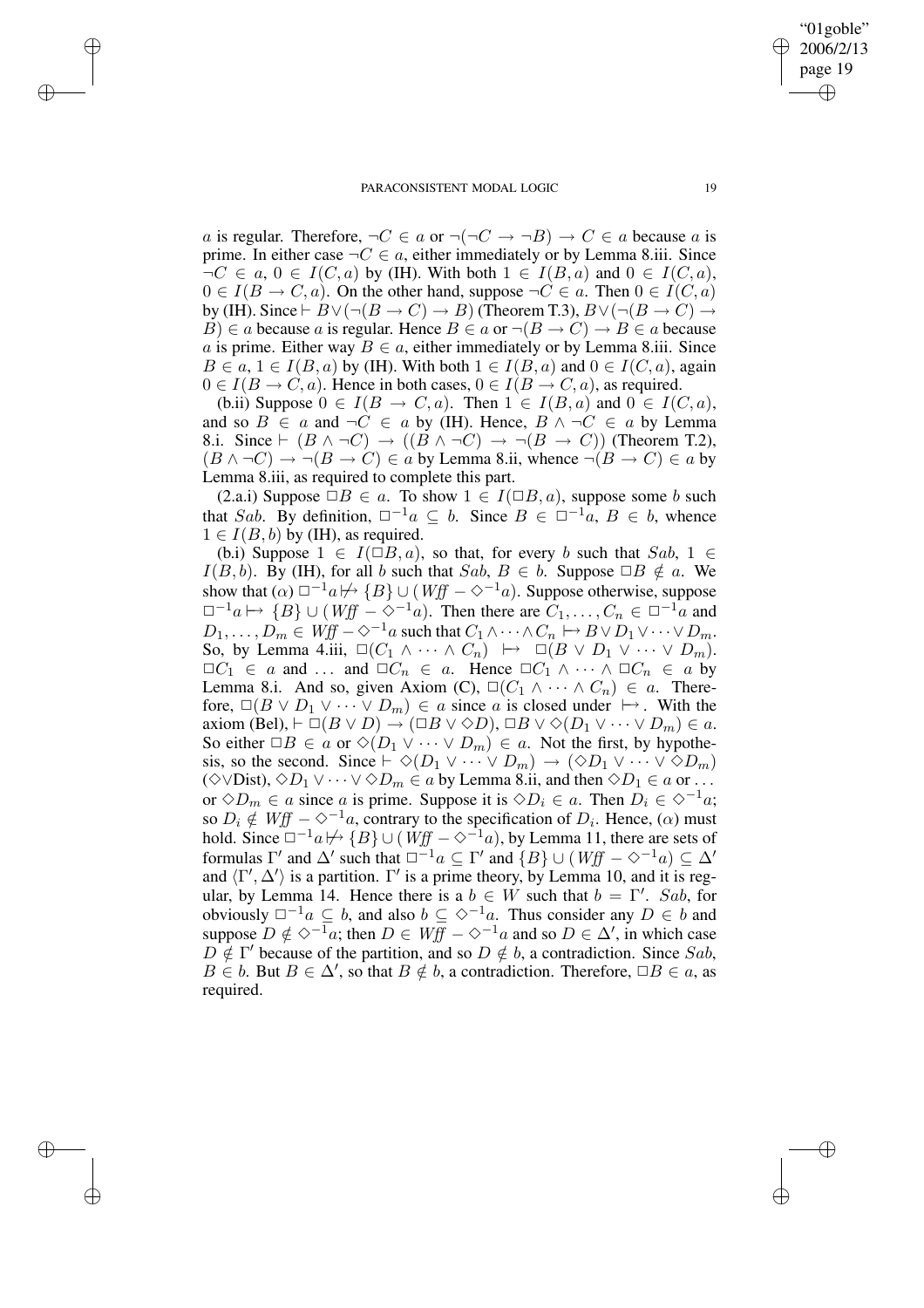$a$ is regular. Therefore, $\neg C \in a$ or $\neg(\neg C \to \neg B) \to C \in a$ because $a$ is prime. In either case $\neg C \in a$, either immediately or by Lemma 8.iii. Since $\neg C \in a$, $0 \in I(C, a)$ by (IH). With both $1 \in I(B, a)$ and $0 \in I(C, a)$, $0 \in I(B \to C, a)$. On the other hand, suppose $\neg C \in a$. Then $0 \in I(C, a)$ by (IH). Since $\vdash B \vee (\neg(B \to C) \to B)$ (Theorem T.3), $B \vee (\neg(B \to C) \to B) \in a$ because $a$ is regular. Hence $B \in a$ or $\neg(B \to C) \to B \in a$ because $a$ is prime. Either way $B \in a$, either immediately or by Lemma 8.iii. Since $B \in a$, $1 \in I(B, a)$ by (IH). With both $1 \in I(B, a)$ and $0 \in I(C, a)$, again $0 \in I(B \to C, a)$. Hence in both cases, $0 \in I(B \to C, a)$, as required.

(b.ii) Suppose $0 \in I(B \to C, a)$. Then $1 \in I(B, a)$ and $0 \in I(C, a)$, and so $B \in a$ and $\neg C \in a$ by (IH). Hence, $B \wedge \neg C \in a$ by Lemma 8.i. Since $\vdash (B \wedge \neg C) \to ((B \wedge \neg C) \to \neg(B \to C))$ (Theorem T.2), $(B \wedge \neg C) \to \neg(B \to C) \in a$ by Lemma 8.ii, whence $\neg(B \to C) \in a$ by Lemma 8.iii, as required to complete this part.

(2.a.i) Suppose $\Box B \in a$. To show $1 \in I(\Box B, a)$, suppose some $b$ such that $Sab$. By definition, $\Box^{-1}a \subseteq b$. Since $B \in \Box^{-1}a$, $B \in b$, whence $1 \in I(B, b)$ by (IH), as required.

(b.i) Suppose $1 \in I(\Box B, a)$, so that, for every $b$ such that $Sab$, $1 \in I(B, b)$. By (IH), for all $b$ such that $Sab$, $B \in b$. Suppose $\Box B \notin a$. We show that ($\alpha$) $\Box^{-1}a \not\mapsto \{B\} \cup (Wff - \Diamond^{-1}a)$. Suppose otherwise, suppose $\Box^{-1}a \mapsto \{B\} \cup (Wff - \Diamond^{-1}a)$. Then there are $C_1, \ldots, C_n \in \Box^{-1}a$ and $D_1, \ldots, D_m \in Wff - \Diamond^{-1}a$ such that $C_1 \wedge \cdots \wedge C_n \mapsto B \vee D_1 \vee \cdots \vee D_m$. So, by Lemma 4.iii, $\Box(C_1 \wedge \cdots \wedge C_n) \mapsto \Box(B \vee D_1 \vee \cdots \vee D_m)$. $\Box C_1 \in a$ and ... and $\Box C_n \in a$. Hence $\Box C_1 \wedge \cdots \wedge \Box C_n \in a$ by Lemma 8.i. And so, given Axiom (C), $\Box(C_1 \wedge \cdots \wedge C_n) \in a$. Therefore, $\Box(B \vee D_1 \vee \cdots \vee D_m) \in a$ since $a$ is closed under $\mapsto$. With the axiom (Bel), $\vdash \Box(B \vee D) \to (\Box B \vee \Diamond D)$, $\Box B \vee \Diamond(D_1 \vee \cdots \vee D_m) \in a$. So either $\Box B \in a$ or $\Diamond(D_1 \vee \cdots \vee D_m) \in a$. Not the first, by hypothesis, so the second. Since $\vdash \Diamond(D_1 \vee \cdots \vee D_m) \to (\Diamond D_1 \vee \cdots \vee \Diamond D_m)$ ($\Diamond\vee$Dist), $\Diamond D_1 \vee \cdots \vee \Diamond D_m \in a$ by Lemma 8.ii, and then $\Diamond D_1 \in a$ or ... or $\Diamond D_m \in a$ since $a$ is prime. Suppose it is $\Diamond D_i \in a$. Then $D_i \in \Diamond^{-1}a$; so $D_i \notin Wff - \Diamond^{-1}a$, contrary to the specification of $D_i$. Hence, ($\alpha$) must hold. Since $\Box^{-1}a \not\mapsto \{B\} \cup (Wff - \Diamond^{-1}a)$, by Lemma 11, there are sets of formulas $\Gamma'$ and $\Delta'$ such that $\Box^{-1}a \subseteq \Gamma'$ and $\{B\} \cup (Wff - \Diamond^{-1}a) \subseteq \Delta'$ and $\langle \Gamma', \Delta' \rangle$ is a partition. $\Gamma'$ is a prime theory, by Lemma 10, and it is regular, by Lemma 14. Hence there is a $b \in W$ such that $b = \Gamma'$. $Sab$, for obviously $\Box^{-1}a \subseteq b$, and also $b \subseteq \Diamond^{-1}a$. Thus consider any $D \in b$ and suppose $D \notin \Diamond^{-1}a$; then $D \in Wff - \Diamond^{-1}a$ and so $D \in \Delta'$, in which case $D \notin \Gamma'$ because of the partition, and so $D \notin b$, a contradiction. Since $Sab$, $B \in b$. But $B \in \Delta'$, so that $B \notin b$, a contradiction. Therefore, $\Box B \in a$, as required.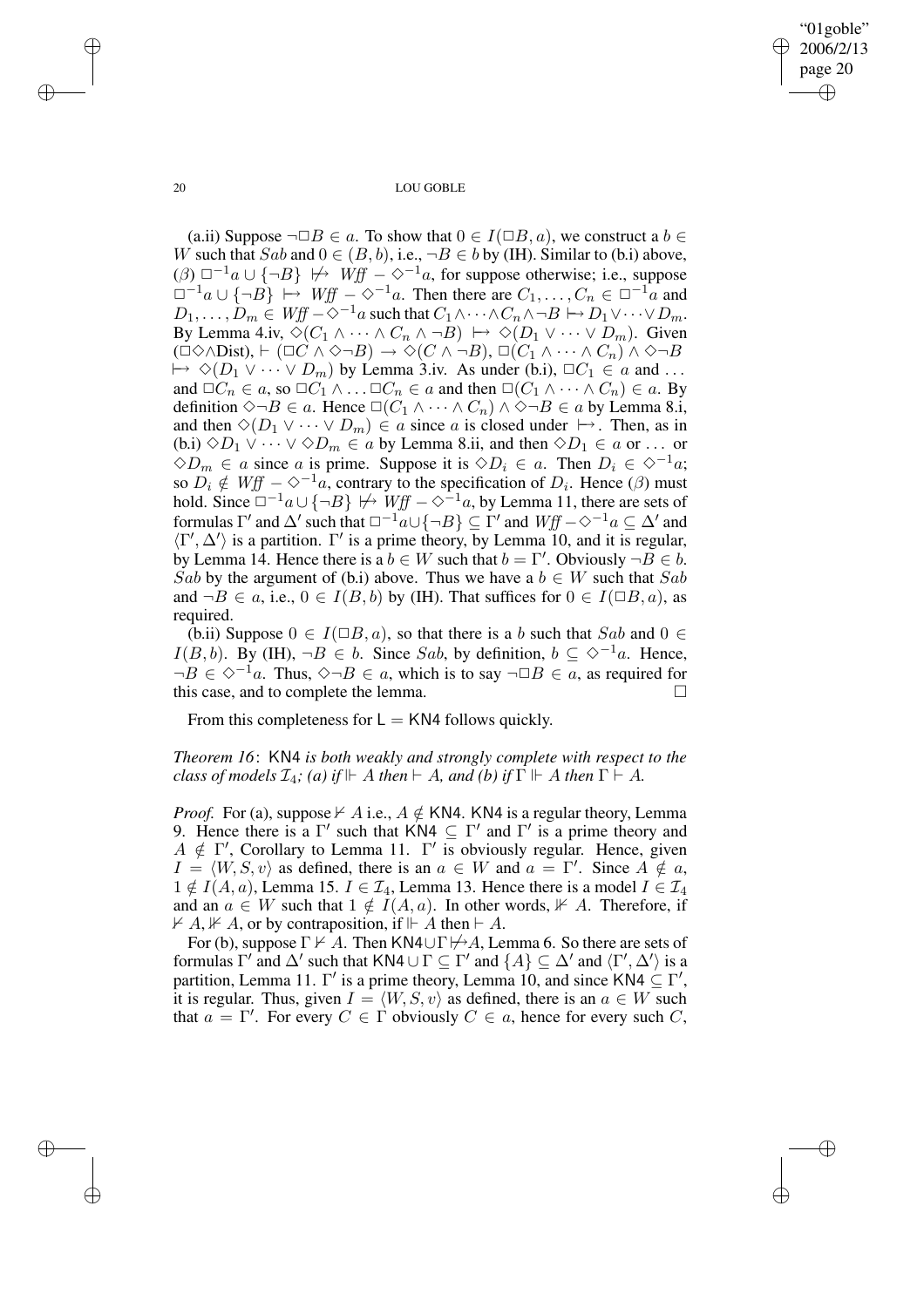(a.ii) Suppose $\neg\Box B \in a$. To show that $0 \in I(\Box B, a)$, we construct a $b \in W$ such that $Sab$ and $0 \in (B, b)$, i.e., $\neg B \in b$ by (IH). Similar to (b.i) above, ($\beta$) $\Box^{-1}a \cup \{\neg B\} \not\mapsto Wff - \Diamond^{-1}a$, for suppose otherwise; i.e., suppose $\Box^{-1}a \cup \{\neg B\} \mapsto Wff - \Diamond^{-1}a$. Then there are $C_1, \ldots, C_n \in \Box^{-1}a$ and $D_1, \ldots, D_m \in Wff - \Diamond^{-1}a$ such that $C_1 \wedge \cdots \wedge C_n \wedge \neg B \mapsto D_1 \vee \cdots \vee D_m$. By Lemma 4.iv, $\Diamond(C_1 \wedge \cdots \wedge C_n \wedge \neg B) \mapsto \Diamond(D_1 \vee \cdots \vee D_m)$. Given ($\Box\Diamond\wedge$Dist), $\vdash (\Box C \wedge \Diamond\neg B) \to \Diamond(C \wedge \neg B)$, $\Box(C_1 \wedge \cdots \wedge C_n) \wedge \Diamond\neg B \mapsto \Diamond(D_1 \vee \cdots \vee D_m)$ by Lemma 3.iv. As under (b.i), $\Box C_1 \in a$ and $\ldots$ and $\Box C_n \in a$, so $\Box C_1 \wedge \ldots \Box C_n \in a$ and then $\Box(C_1 \wedge \cdots \wedge C_n) \in a$. By definition $\Diamond\neg B \in a$. Hence $\Box(C_1 \wedge \cdots \wedge C_n) \wedge \Diamond\neg B \in a$ by Lemma 8.i, and then $\Diamond(D_1 \vee \cdots \vee D_m) \in a$ since $a$ is closed under $\mapsto$. Then, as in (b.i) $\Diamond D_1 \vee \cdots \vee \Diamond D_m \in a$ by Lemma 8.ii, and then $\Diamond D_1 \in a$ or $\ldots$ or $\Diamond D_m \in a$ since $a$ is prime. Suppose it is $\Diamond D_i \in a$. Then $D_i \in \Diamond^{-1}a$; so $D_i \notin Wff - \Diamond^{-1}a$, contrary to the specification of $D_i$. Hence ($\beta$) must hold. Since $\Box^{-1}a \cup \{\neg B\} \not\mapsto Wff - \Diamond^{-1}a$, by Lemma 11, there are sets of formulas $\Gamma'$ and $\Delta'$ such that $\Box^{-1}a \cup \{\neg B\} \subseteq \Gamma'$ and $Wff - \Diamond^{-1}a \subseteq \Delta'$ and $\langle \Gamma', \Delta' \rangle$ is a partition. $\Gamma'$ is a prime theory, by Lemma 10, and it is regular, by Lemma 14. Hence there is a $b \in W$ such that $b = \Gamma'$. Obviously $\neg B \in b$. $Sab$ by the argument of (b.i) above. Thus we have a $b \in W$ such that $Sab$ and $\neg B \in a$, i.e., $0 \in I(B, b)$ by (IH). That suffices for $0 \in I(\Box B, a)$, as required.

(b.ii) Suppose $0 \in I(\Box B, a)$, so that there is a $b$ such that $Sab$ and $0 \in I(B, b)$. By (IH), $\neg B \in b$. Since $Sab$, by definition, $b \subseteq \Diamond^{-1}a$. Hence, $\neg B \in \Diamond^{-1}a$. Thus, $\Diamond\neg B \in a$, which is to say $\neg\Box B \in a$, as required for this case, and to complete the lemma. $\Box$

From this completeness for $\mathsf{L} = \mathsf{KN4}$ follows quickly.

*Theorem 16*: $\mathsf{KN4}$ *is both weakly and strongly complete with respect to the class of models* $\mathcal{I}_4$*; (a) if* $\Vdash A$ *then* $\vdash A$*, and (b) if* $\Gamma \Vdash A$ *then* $\Gamma \vdash A$*.*

*Proof.* For (a), suppose $\nvdash A$ i.e., $A \notin \mathsf{KN4}$. $\mathsf{KN4}$ is a regular theory, Lemma 9. Hence there is a $\Gamma'$ such that $\mathsf{KN4} \subseteq \Gamma'$ and $\Gamma'$ is a prime theory and $A \notin \Gamma'$, Corollary to Lemma 11. $\Gamma'$ is obviously regular. Hence, given $I = \langle W, S, v \rangle$ as defined, there is an $a \in W$ and $a = \Gamma'$. Since $A \notin a$, $1 \notin I(A, a)$, Lemma 15. $I \in \mathcal{I}_4$, Lemma 13. Hence there is a model $I \in \mathcal{I}_4$ and an $a \in W$ such that $1 \notin I(A, a)$. In other words, $\nVdash A$. Therefore, if $\nvdash A, \nVdash A$, or by contraposition, if $\Vdash A$ then $\vdash A$.

For (b), suppose $\Gamma \nvdash A$. Then $\mathsf{KN4} \cup \Gamma \not\mapsto A$, Lemma 6. So there are sets of formulas $\Gamma'$ and $\Delta'$ such that $\mathsf{KN4} \cup \Gamma \subseteq \Gamma'$ and $\{A\} \subseteq \Delta'$ and $\langle \Gamma', \Delta' \rangle$ is a partition, Lemma 11. $\Gamma'$ is a prime theory, Lemma 10, and since $\mathsf{KN4} \subseteq \Gamma'$, it is regular. Thus, given $I = \langle W, S, v \rangle$ as defined, there is an $a \in W$ such that $a = \Gamma'$. For every $C \in \Gamma$ obviously $C \in a$, hence for every such $C$,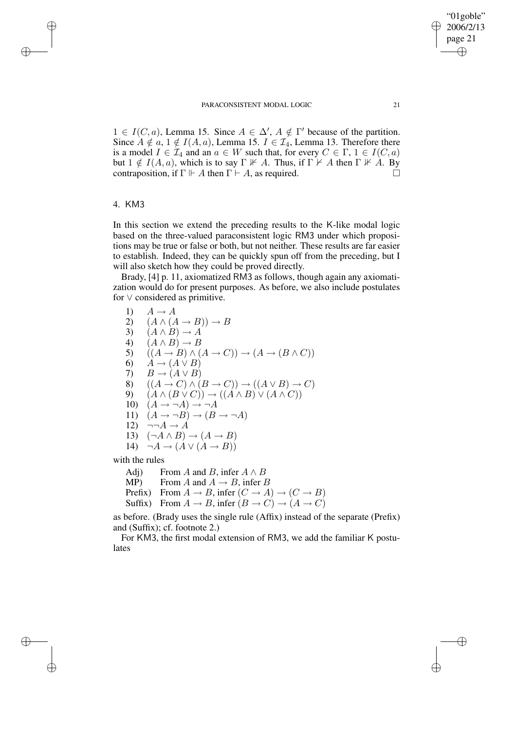$1 \in I(C, a)$, Lemma 15. Since $A \in \Delta'$, $A \notin \Gamma'$ because of the partition. Since $A \notin a$, $1 \notin I(A, a)$, Lemma 15. $I \in \mathcal{I}_4$, Lemma 13. Therefore there is a model $I \in \mathcal{I}_4$ and an $a \in W$ such that, for every $C \in \Gamma$, $1 \in I(C, a)$ but $1 \notin I(A, a)$, which is to say $\Gamma \not\Vdash A$. Thus, if $\Gamma \nvdash A$ then $\Gamma \not\Vdash A$. By contraposition, if $\Gamma \Vdash A$ then $\Gamma \vdash A$, as required. □

## 4. KM3

In this section we extend the preceding results to the K-like modal logic based on the three-valued paraconsistent logic RM3 under which propositions may be true or false or both, but not neither. These results are far easier to establish. Indeed, they can be quickly spun off from the preceding, but I will also sketch how they could be proved directly.

Brady, [4] p. 11, axiomatized RM3 as follows, though again any axiomatization would do for present purposes. As before, we also include postulates for $\vee$ considered as primitive.

1) $A \to A$
2) $(A \wedge (A \to B)) \to B$
3) $(A \wedge B) \to A$
4) $(A \wedge B) \to B$
5) $((A \to B) \wedge (A \to C)) \to (A \to (B \wedge C))$
6) $A \to (A \vee B)$
7) $B \to (A \vee B)$
8) $((A \to C) \wedge (B \to C)) \to ((A \vee B) \to C)$
9) $(A \wedge (B \vee C)) \to ((A \wedge B) \vee (A \wedge C))$
10) $(A \to \neg A) \to \neg A$
11) $(A \to \neg B) \to (B \to \neg A)$
12) $\neg\neg A \to A$
13) $(\neg A \wedge B) \to (A \to B)$
14) $\neg A \to (A \vee (A \to B))$

with the rules

Adj) From $A$ and $B$, infer $A \wedge B$
MP) From $A$ and $A \to B$, infer $B$
Prefix) From $A \to B$, infer $(C \to A) \to (C \to B)$
Suffix) From $A \to B$, infer $(B \to C) \to (A \to C)$

as before. (Brady uses the single rule (Affix) instead of the separate (Prefix) and (Suffix); cf. footnote 2.)

For KM3, the first modal extension of RM3, we add the familiar K postulates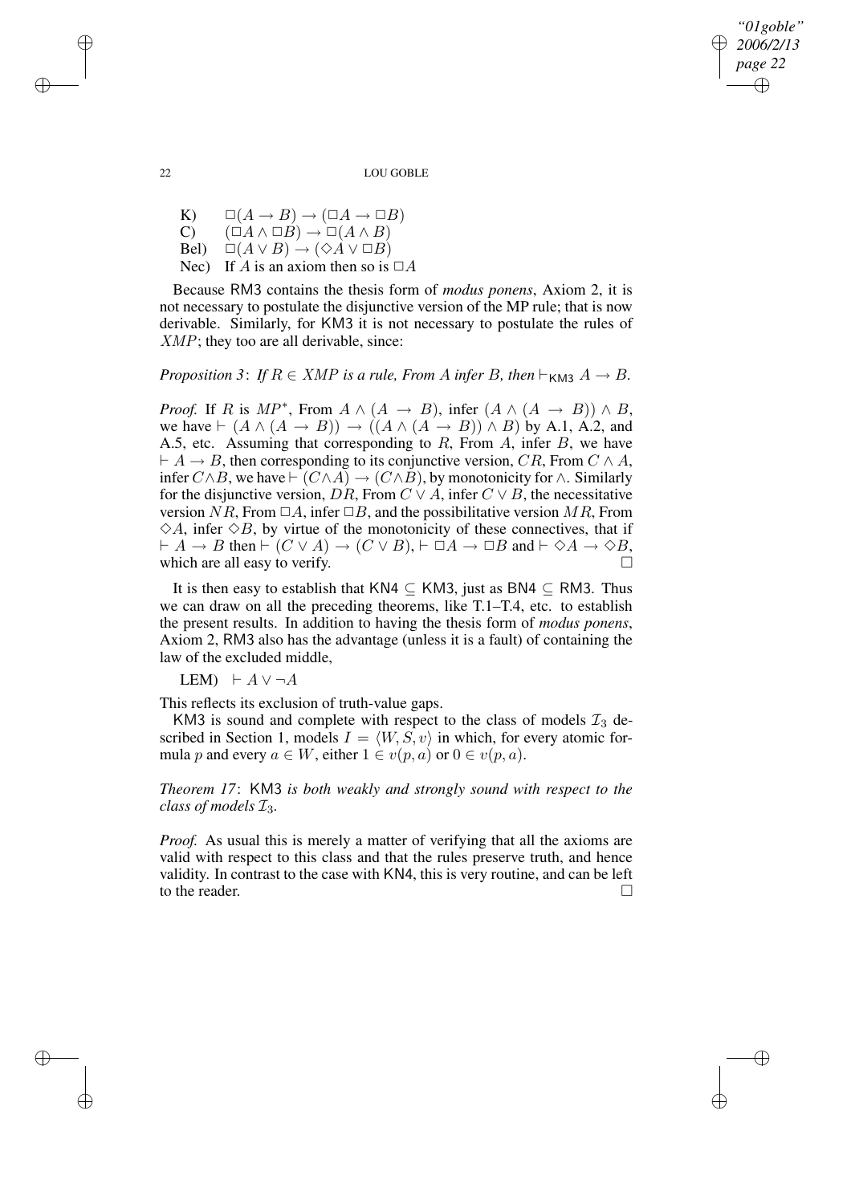K) $\Box(A \to B) \to (\Box A \to \Box B)$
C) $(\Box A \wedge \Box B) \to \Box(A \wedge B)$
Bel) $\Box(A \vee B) \to (\Diamond A \vee \Box B)$
Nec) If $A$ is an axiom then so is $\Box A$

Because RM3 contains the thesis form of *modus ponens*, Axiom 2, it is not necessary to postulate the disjunctive version of the MP rule; that is now derivable. Similarly, for KM3 it is not necessary to postulate the rules of $XMP$; they too are all derivable, since:

*Proposition 3*: *If $R \in XMP$ is a rule, From $A$ infer $B$, then* $\vdash_{\mathsf{KM3}} A \to B$.

*Proof.* If $R$ is $MP^*$, From $A \wedge (A \to B)$, infer $(A \wedge (A \to B)) \wedge B$, we have $\vdash (A \wedge (A \to B)) \to ((A \wedge (A \to B)) \wedge B)$ by A.1, A.2, and A.5, etc. Assuming that corresponding to $R$, From $A$, infer $B$, we have $\vdash A \to B$, then corresponding to its conjunctive version, $CR$, From $C \wedge A$, infer $C \wedge B$, we have $\vdash (C \wedge A) \to (C \wedge B)$, by monotonicity for $\wedge$. Similarly for the disjunctive version, $DR$, From $C \vee A$, infer $C \vee B$, the necessitative version $NR$, From $\Box A$, infer $\Box B$, and the possibilitative version $MR$, From $\Diamond A$, infer $\Diamond B$, by virtue of the monotonicity of these connectives, that if $\vdash A \to B$ then $\vdash (C \vee A) \to (C \vee B)$, $\vdash \Box A \to \Box B$ and $\vdash \Diamond A \to \Diamond B$, which are all easy to verify. $\Box$

It is then easy to establish that KN4 $\subseteq$ KM3, just as BN4 $\subseteq$ RM3. Thus we can draw on all the preceding theorems, like T.1–T.4, etc. to establish the present results. In addition to having the thesis form of *modus ponens*, Axiom 2, RM3 also has the advantage (unless it is a fault) of containing the law of the excluded middle,

LEM) $\vdash A \vee \neg A$

This reflects its exclusion of truth-value gaps.

KM3 is sound and complete with respect to the class of models $\mathcal{I}_3$ described in Section 1, models $I = \langle W, S, v \rangle$ in which, for every atomic formula $p$ and every $a \in W$, either $1 \in v(p, a)$ or $0 \in v(p, a)$.

*Theorem 17*: KM3 *is both weakly and strongly sound with respect to the class of models* $\mathcal{I}_3$.

*Proof.* As usual this is merely a matter of verifying that all the axioms are valid with respect to this class and that the rules preserve truth, and hence validity. In contrast to the case with KN4, this is very routine, and can be left to the reader. $\Box$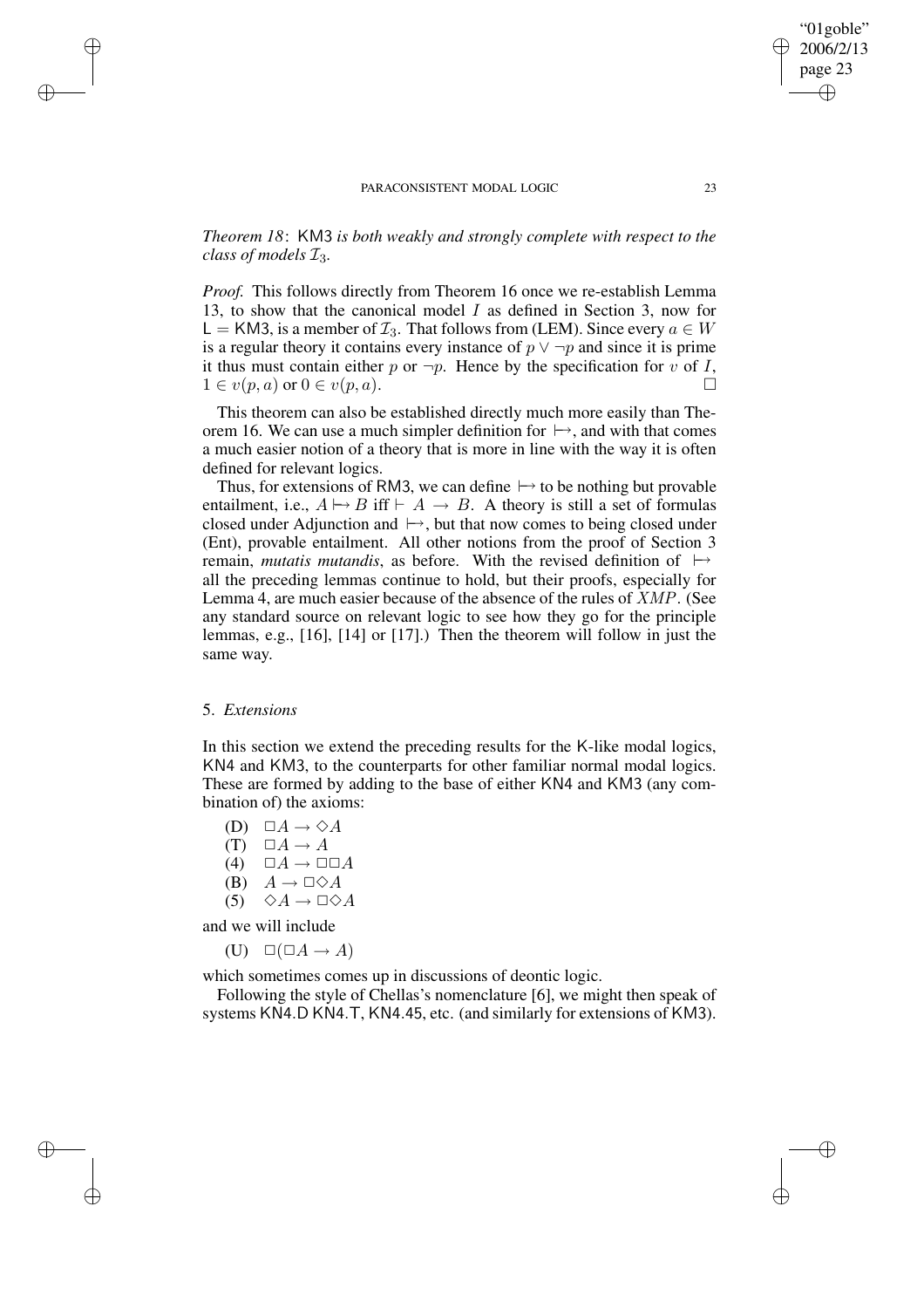*Theorem 18*: KM3 *is both weakly and strongly complete with respect to the class of models* $\mathcal{I}_3$.

*Proof.* This follows directly from Theorem 16 once we re-establish Lemma 13, to show that the canonical model $I$ as defined in Section 3, now for $\mathsf{L} = \mathsf{KM3}$, is a member of $\mathcal{I}_3$. That follows from (LEM). Since every $a \in W$ is a regular theory it contains every instance of $p \vee \neg p$ and since it is prime it thus must contain either $p$ or $\neg p$. Hence by the specification for $v$ of $I$, $1 \in v(p, a)$ or $0 \in v(p, a)$. $\square$

This theorem can also be established directly much more easily than Theorem 16. We can use a much simpler definition for $\mapsto$, and with that comes a much easier notion of a theory that is more in line with the way it is often defined for relevant logics.

Thus, for extensions of RM3, we can define $\mapsto$ to be nothing but provable entailment, i.e., $A \mapsto B$ iff $\vdash A \to B$. A theory is still a set of formulas closed under Adjunction and $\mapsto$, but that now comes to being closed under (Ent), provable entailment. All other notions from the proof of Section 3 remain, *mutatis mutandis*, as before. With the revised definition of $\mapsto$ all the preceding lemmas continue to hold, but their proofs, especially for Lemma 4, are much easier because of the absence of the rules of $XMP$. (See any standard source on relevant logic to see how they go for the principle lemmas, e.g., [16], [14] or [17].) Then the theorem will follow in just the same way.

## 5. *Extensions*

In this section we extend the preceding results for the K-like modal logics, KN4 and KM3, to the counterparts for other familiar normal modal logics. These are formed by adding to the base of either KN4 and KM3 (any combination of) the axioms:

(D) $\quad \Box A \to \Diamond A$

(T) $\quad \Box A \to A$

(4) $\quad \Box A \to \Box\Box A$

(B) $\quad A \to \Box\Diamond A$

(5) $\quad \Diamond A \to \Box\Diamond A$

and we will include

(U) $\quad \Box(\Box A \to A)$

which sometimes comes up in discussions of deontic logic.

Following the style of Chellas's nomenclature [6], we might then speak of systems KN4.D KN4.T, KN4.45, etc. (and similarly for extensions of KM3).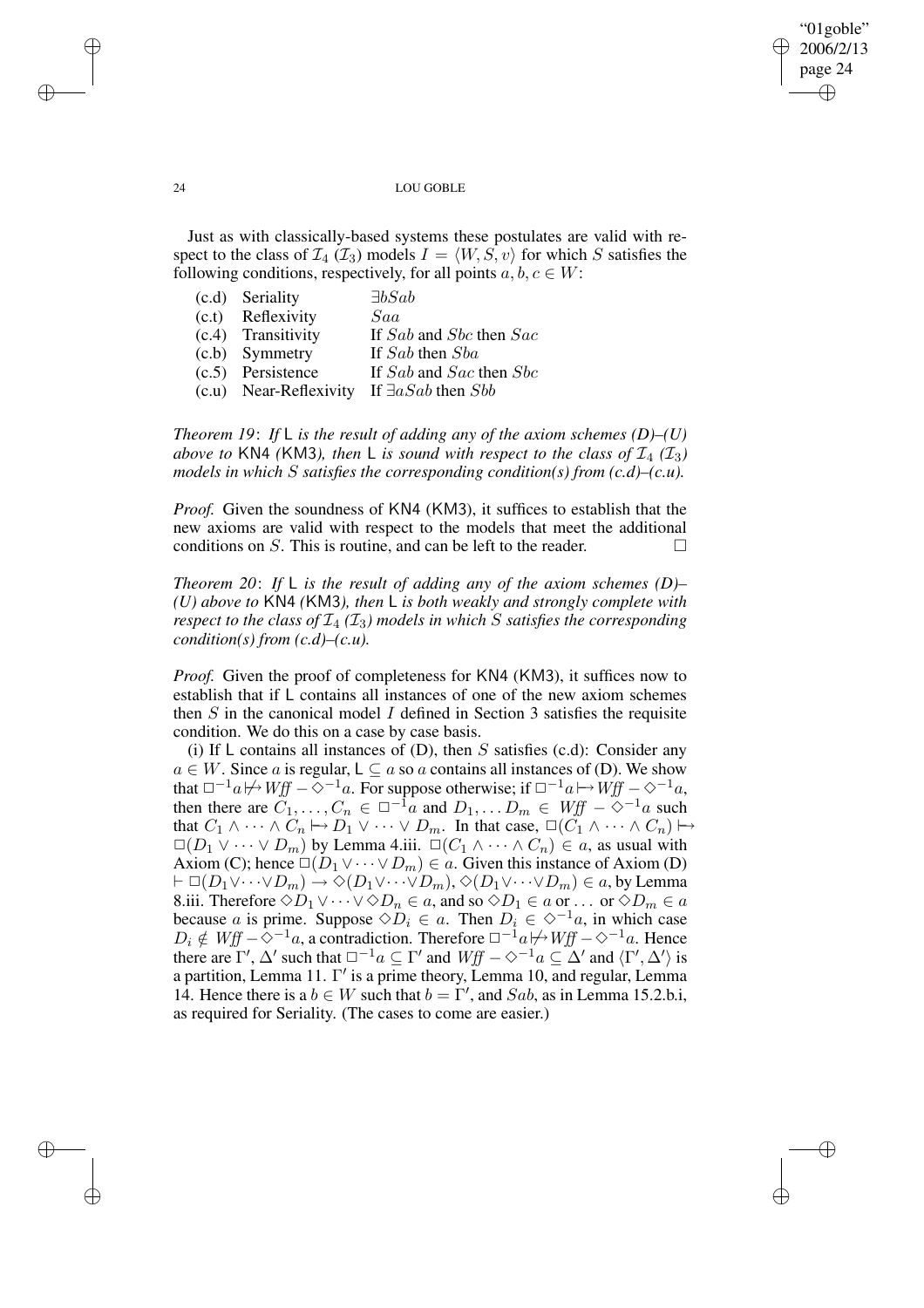Just as with classically-based systems these postulates are valid with respect to the class of $\mathcal{I}_4$ ($\mathcal{I}_3$) models $I = \langle W, S, v\rangle$ for which $S$ satisfies the following conditions, respectively, for all points $a, b, c \in W$:

| | | |
|---|---|---|
| (c.d) | Seriality | $\exists b Sab$ |
| (c.t) | Reflexivity | $Saa$ |
| (c.4) | Transitivity | If $Sab$ and $Sbc$ then $Sac$ |
| (c.b) | Symmetry | If $Sab$ then $Sba$ |
| (c.5) | Persistence | If $Sab$ and $Sac$ then $Sbc$ |
| (c.u) | Near-Reflexivity | If $\exists a Sab$ then $Sbb$ |

*Theorem 19*: *If* L *is the result of adding any of the axiom schemes (D)–(U) above to* KN4 *(*KM3*), then* L *is sound with respect to the class of* $\mathcal{I}_4$ *(*$\mathcal{I}_3$*) models in which* $S$ *satisfies the corresponding condition(s) from (c.d)–(c.u).*

*Proof.* Given the soundness of KN4 (KM3), it suffices to establish that the new axioms are valid with respect to the models that meet the additional conditions on $S$. This is routine, and can be left to the reader. $\square$

*Theorem 20*: *If* L *is the result of adding any of the axiom schemes (D)–(U) above to* KN4 *(*KM3*), then* L *is both weakly and strongly complete with respect to the class of* $\mathcal{I}_4$ *(*$\mathcal{I}_3$*) models in which* $S$ *satisfies the corresponding condition(s) from (c.d)–(c.u).*

*Proof.* Given the proof of completeness for KN4 (KM3), it suffices now to establish that if L contains all instances of one of the new axiom schemes then $S$ in the canonical model $I$ defined in Section 3 satisfies the requisite condition. We do this on a case by case basis.

(i) If L contains all instances of (D), then $S$ satisfies (c.d): Consider any $a \in W$. Since $a$ is regular, $\mathsf{L} \subseteq a$ so $a$ contains all instances of (D). We show that $\Box^{-1}a \not\mapsto Wff - \Diamond^{-1}a$. For suppose otherwise; if $\Box^{-1}a \mapsto Wff - \Diamond^{-1}a$, then there are $C_1, \ldots, C_n \in \Box^{-1}a$ and $D_1, \ldots D_m \in Wff - \Diamond^{-1}a$ such that $C_1 \wedge \cdots \wedge C_n \mapsto D_1 \vee \cdots \vee D_m$. In that case, $\Box(C_1 \wedge \cdots \wedge C_n) \mapsto \Box(D_1 \vee \cdots \vee D_m)$ by Lemma 4.iii. $\Box(C_1 \wedge \cdots \wedge C_n) \in a$, as usual with Axiom (C); hence $\Box(D_1 \vee \cdots \vee D_m) \in a$. Given this instance of Axiom (D) $\vdash \Box(D_1 \vee \cdots \vee D_m) \to \Diamond(D_1 \vee \cdots \vee D_m)$, $\Diamond(D_1 \vee \cdots \vee D_m) \in a$, by Lemma 8.iii. Therefore $\Diamond D_1 \vee \cdots \vee \Diamond D_n \in a$, and so $\Diamond D_1 \in a$ or $\ldots$ or $\Diamond D_m \in a$ because $a$ is prime. Suppose $\Diamond D_i \in a$. Then $D_i \in \Diamond^{-1}a$, in which case $D_i \notin Wff - \Diamond^{-1}a$, a contradiction. Therefore $\Box^{-1}a \not\mapsto Wff - \Diamond^{-1}a$. Hence there are $\Gamma', \Delta'$ such that $\Box^{-1}a \subseteq \Gamma'$ and $Wff - \Diamond^{-1}a \subseteq \Delta'$ and $\langle \Gamma', \Delta'\rangle$ is a partition, Lemma 11. $\Gamma'$ is a prime theory, Lemma 10, and regular, Lemma 14. Hence there is a $b \in W$ such that $b = \Gamma'$, and $Sab$, as in Lemma 15.2.b.i, as required for Seriality. (The cases to come are easier.)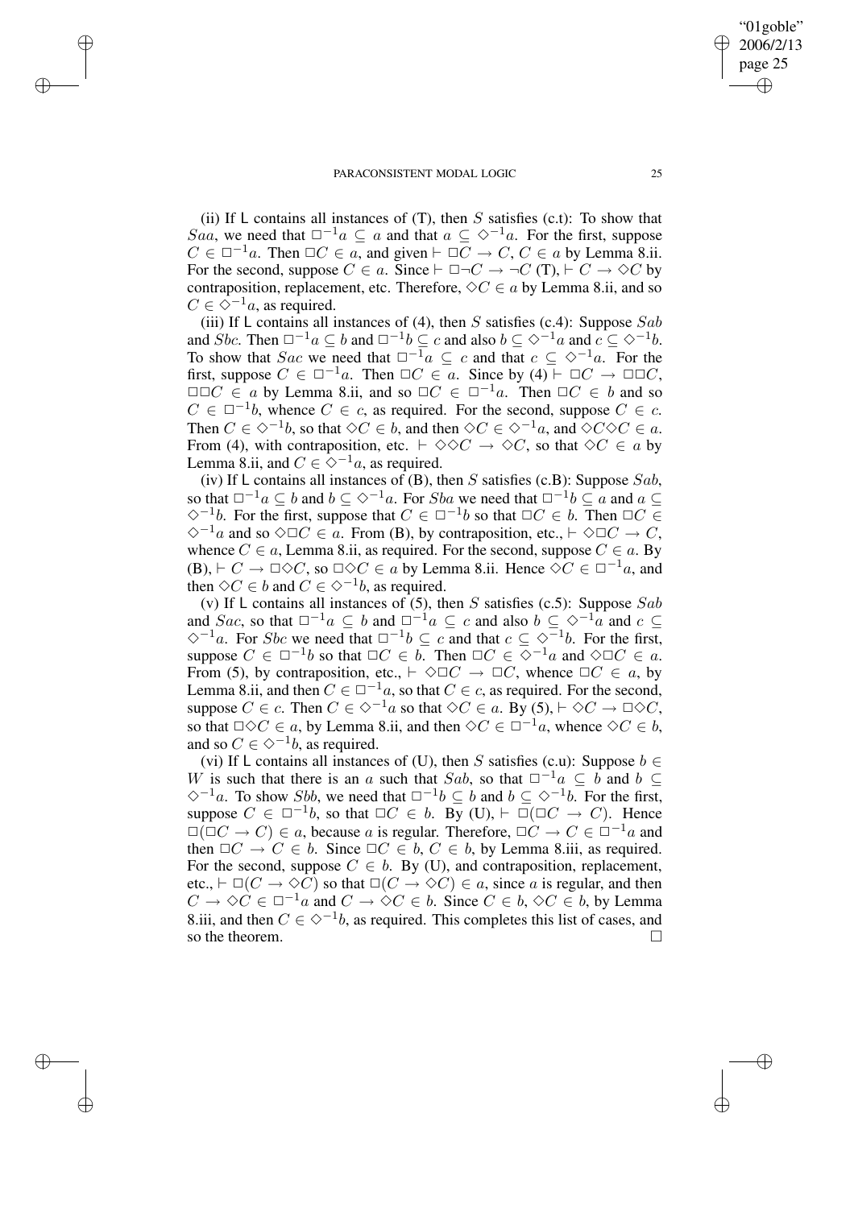(ii) If L contains all instances of (T), then $S$ satisfies (c.t): To show that $Saa$, we need that $\Box^{-1}a \subseteq a$ and that $a \subseteq \Diamond^{-1}a$. For the first, suppose $C \in \Box^{-1}a$. Then $\Box C \in a$, and given $\vdash \Box C \rightarrow C$, $C \in a$ by Lemma 8.ii. For the second, suppose $C \in a$. Since $\vdash \Box\neg C \rightarrow \neg C$ (T), $\vdash C \rightarrow \Diamond C$ by contraposition, replacement, etc. Therefore, $\Diamond C \in a$ by Lemma 8.ii, and so $C \in \Diamond^{-1}a$, as required.

(iii) If L contains all instances of (4), then $S$ satisfies (c.4): Suppose $Sab$ and $Sbc$. Then $\Box^{-1}a \subseteq b$ and $\Box^{-1}b \subseteq c$ and also $b \subseteq \Diamond^{-1}a$ and $c \subseteq \Diamond^{-1}b$. To show that $Sac$ we need that $\Box^{-1}a \subseteq c$ and that $c \subseteq \Diamond^{-1}a$. For the first, suppose $C \in \Box^{-1}a$. Then $\Box C \in a$. Since by (4) $\vdash \Box C \rightarrow \Box\Box C$, $\Box\Box C \in a$ by Lemma 8.ii, and so $\Box C \in \Box^{-1}a$. Then $\Box C \in b$ and so $C \in \Box^{-1}b$, whence $C \in c$, as required. For the second, suppose $C \in c$. Then $C \in \Diamond^{-1}b$, so that $\Diamond C \in b$, and then $\Diamond C \in \Diamond^{-1}a$, and $\Diamond C \Diamond C \in a$. From (4), with contraposition, etc. $\vdash \Diamond\Diamond C \rightarrow \Diamond C$, so that $\Diamond C \in a$ by Lemma 8.ii, and $C \in \Diamond^{-1}a$, as required.

(iv) If L contains all instances of (B), then $S$ satisfies (c.B): Suppose $Sab$, so that $\Box^{-1}a \subseteq b$ and $b \subseteq \Diamond^{-1}a$. For $Sba$ we need that $\Box^{-1}b \subseteq a$ and $a \subseteq \Diamond^{-1}b$. For the first, suppose that $C \in \Box^{-1}b$ so that $\Box C \in b$. Then $\Box C \in \Diamond^{-1}a$ and so $\Diamond\Box C \in a$. From (B), by contraposition, etc., $\vdash \Diamond\Box C \rightarrow C$, whence $C \in a$, Lemma 8.ii, as required. For the second, suppose $C \in a$. By (B), $\vdash C \rightarrow \Box\Diamond C$, so $\Box\Diamond C \in a$ by Lemma 8.ii. Hence $\Diamond C \in \Box^{-1}a$, and then $\Diamond C \in b$ and $C \in \Diamond^{-1}b$, as required.

(v) If L contains all instances of (5), then $S$ satisfies (c.5): Suppose $Sab$ and $Sac$, so that $\Box^{-1}a \subseteq b$ and $\Box^{-1}a \subseteq c$ and also $b \subseteq \Diamond^{-1}a$ and $c \subseteq \Diamond^{-1}a$. For $Sbc$ we need that $\Box^{-1}b \subseteq c$ and that $c \subseteq \Diamond^{-1}b$. For the first, suppose $C \in \Box^{-1}b$ so that $\Box C \in b$. Then $\Box C \in \Diamond^{-1}a$ and $\Diamond\Box C \in a$. From (5), by contraposition, etc., $\vdash \Diamond\Box C \rightarrow \Box C$, whence $\Box C \in a$, by Lemma 8.ii, and then $C \in \Box^{-1}a$, so that $C \in c$, as required. For the second, suppose $C \in c$. Then $C \in \Diamond^{-1}a$ so that $\Diamond C \in a$. By (5), $\vdash \Diamond C \rightarrow \Box\Diamond C$, so that $\Box\Diamond C \in a$, by Lemma 8.ii, and then $\Diamond C \in \Box^{-1}a$, whence $\Diamond C \in b$, and so $C \in \Diamond^{-1}b$, as required.

(vi) If L contains all instances of (U), then $S$ satisfies (c.u): Suppose $b \in W$ is such that there is an $a$ such that $Sab$, so that $\Box^{-1}a \subseteq b$ and $b \subseteq \Diamond^{-1}a$. To show $Sbb$, we need that $\Box^{-1}b \subseteq b$ and $b \subseteq \Diamond^{-1}b$. For the first, suppose $C \in \Box^{-1}b$, so that $\Box C \in b$. By (U), $\vdash \Box(\Box C \rightarrow C)$. Hence $\Box(\Box C \rightarrow C) \in a$, because $a$ is regular. Therefore, $\Box C \rightarrow C \in \Box^{-1}a$ and then $\Box C \rightarrow C \in b$. Since $\Box C \in b$, $C \in b$, by Lemma 8.iii, as required. For the second, suppose $C \in b$. By (U), and contraposition, replacement, etc., $\vdash \Box(C \rightarrow \Diamond C)$ so that $\Box(C \rightarrow \Diamond C) \in a$, since $a$ is regular, and then $C \rightarrow \Diamond C \in \Box^{-1}a$ and $C \rightarrow \Diamond C \in b$. Since $C \in b$, $\Diamond C \in b$, by Lemma 8.iii, and then $C \in \Diamond^{-1}b$, as required. This completes this list of cases, and so the theorem. $\Box$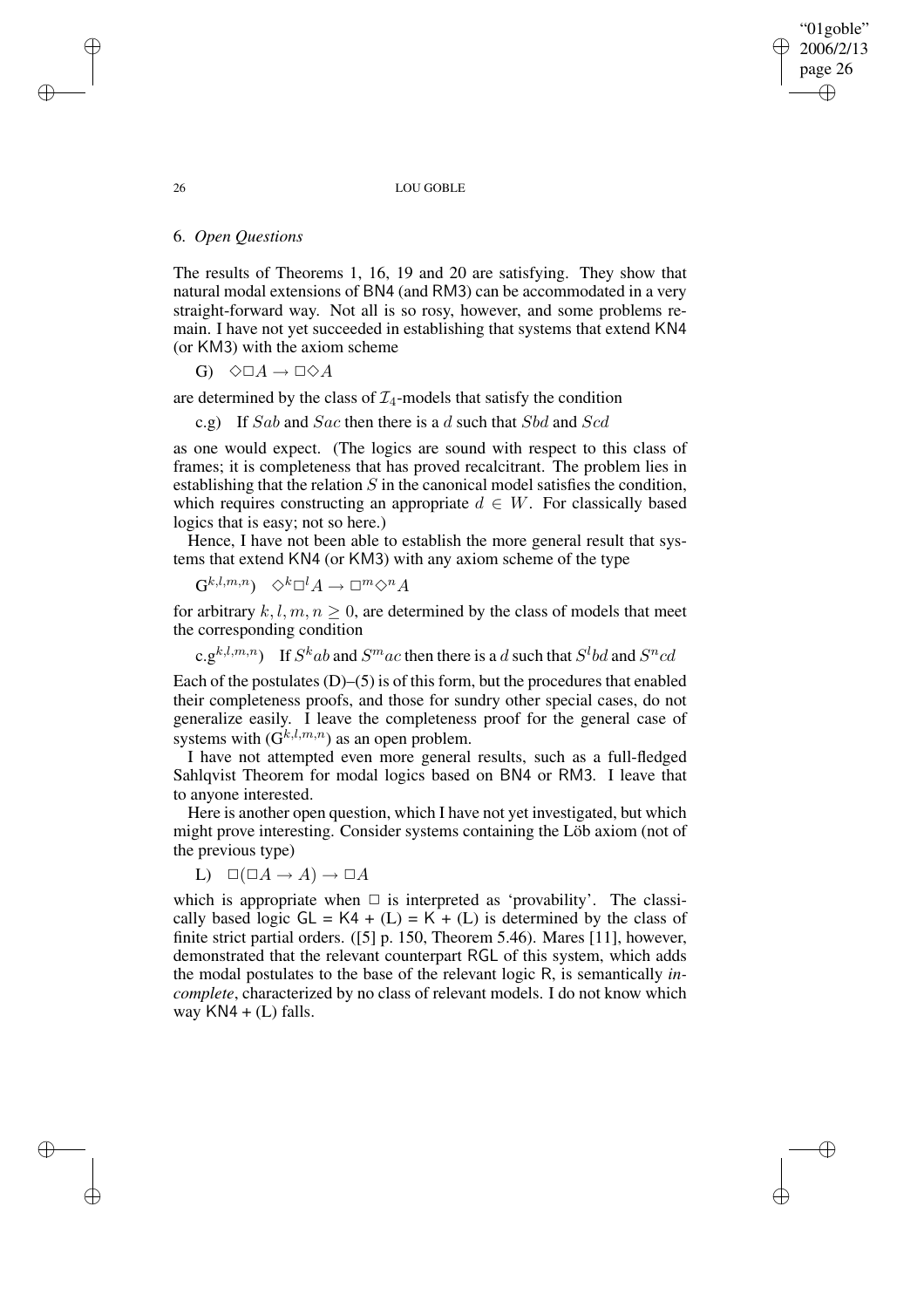## 6. *Open Questions*

The results of Theorems 1, 16, 19 and 20 are satisfying. They show that natural modal extensions of BN4 (and RM3) can be accommodated in a very straight-forward way. Not all is so rosy, however, and some problems remain. I have not yet succeeded in establishing that systems that extend KN4 (or KM3) with the axiom scheme

G) $\Diamond\Box A \rightarrow \Box\Diamond A$

are determined by the class of $\mathcal{I}_4$-models that satisfy the condition

c.g) If $Sab$ and $Sac$ then there is a $d$ such that $Sbd$ and $Scd$

as one would expect. (The logics are sound with respect to this class of frames; it is completeness that has proved recalcitrant. The problem lies in establishing that the relation $S$ in the canonical model satisfies the condition, which requires constructing an appropriate $d \in W$. For classically based logics that is easy; not so here.)

Hence, I have not been able to establish the more general result that systems that extend KN4 (or KM3) with any axiom scheme of the type

$\mathrm{G}^{k,l,m,n}$) $\Diamond^k\Box^l A \rightarrow \Box^m\Diamond^n A$

for arbitrary $k, l, m, n \geq 0$, are determined by the class of models that meet the corresponding condition

$\mathrm{c.g}^{k,l,m,n}$) If $S^k ab$ and $S^m ac$ then there is a $d$ such that $S^l bd$ and $S^n cd$

Each of the postulates (D)–(5) is of this form, but the procedures that enabled their completeness proofs, and those for sundry other special cases, do not generalize easily. I leave the completeness proof for the general case of systems with ($\mathrm{G}^{k,l,m,n}$) as an open problem.

I have not attempted even more general results, such as a full-fledged Sahlqvist Theorem for modal logics based on BN4 or RM3. I leave that to anyone interested.

Here is another open question, which I have not yet investigated, but which might prove interesting. Consider systems containing the Löb axiom (not of the previous type)

L) $\Box(\Box A \rightarrow A) \rightarrow \Box A$

which is appropriate when $\Box$ is interpreted as 'provability'. The classically based logic GL = K4 + (L) = K + (L) is determined by the class of finite strict partial orders. ([5] p. 150, Theorem 5.46). Mares [11], however, demonstrated that the relevant counterpart RGL of this system, which adds the modal postulates to the base of the relevant logic R, is semantically *incomplete*, characterized by no class of relevant models. I do not know which way KN4 + (L) falls.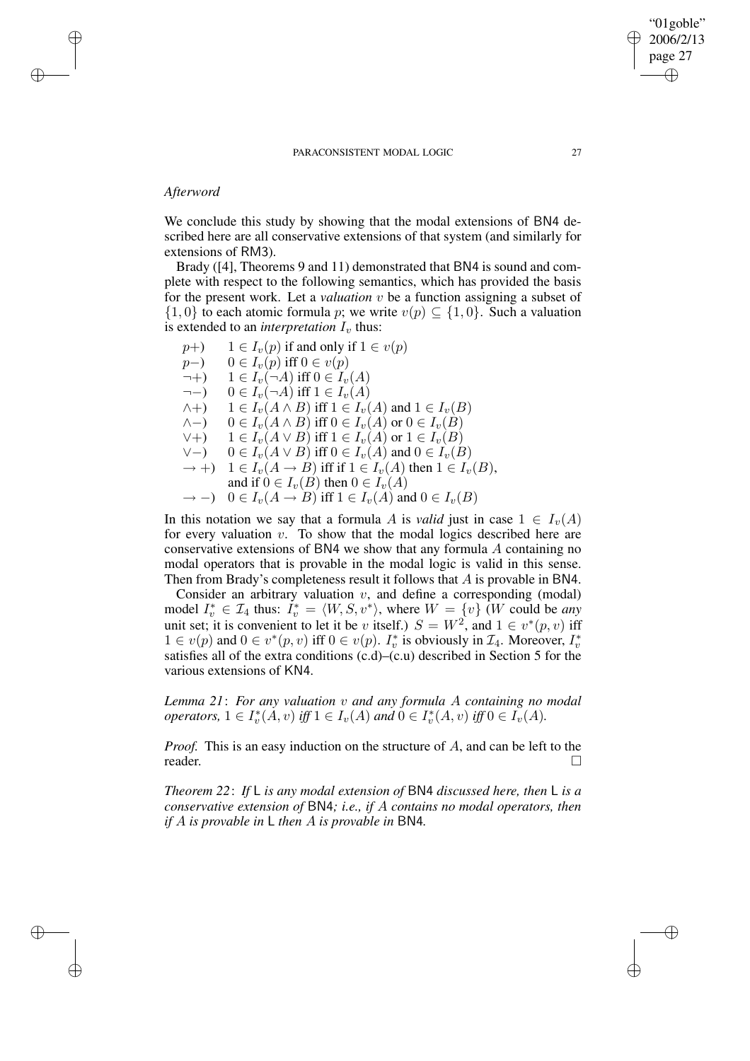## *Afterword*

We conclude this study by showing that the modal extensions of BN4 described here are all conservative extensions of that system (and similarly for extensions of RM3).

Brady ([4], Theorems 9 and 11) demonstrated that BN4 is sound and complete with respect to the following semantics, which has provided the basis for the present work. Let a *valuation* $v$ be a function assigning a subset of $\{1, 0\}$ to each atomic formula $p$; we write $v(p) \subseteq \{1, 0\}$. Such a valuation is extended to an *interpretation* $I_v$ thus:

- $p+)$ $\quad 1 \in I_v(p)$ if and only if $1 \in v(p)$
- $p-)$ $\quad 0 \in I_v(p)$ iff $0 \in v(p)$
- $\neg+)$ $\quad 1 \in I_v(\neg A)$ iff $0 \in I_v(A)$
- $\neg-)$ $\quad 0 \in I_v(\neg A)$ iff $1 \in I_v(A)$
- $\wedge+)$ $\quad 1 \in I_v(A \wedge B)$ iff $1 \in I_v(A)$ and $1 \in I_v(B)$
- $\wedge-)$ $\quad 0 \in I_v(A \wedge B)$ iff $0 \in I_v(A)$ or $0 \in I_v(B)$
- $\vee+)$ $\quad 1 \in I_v(A \vee B)$ iff $1 \in I_v(A)$ or $1 \in I_v(B)$
- $\vee-)$ $\quad 0 \in I_v(A \vee B)$ iff $0 \in I_v(A)$ and $0 \in I_v(B)$
- $\rightarrow+)$ $\quad 1 \in I_v(A \rightarrow B)$ iff if $1 \in I_v(A)$ then $1 \in I_v(B)$, and if $0 \in I_v(B)$ then $0 \in I_v(A)$
- $\rightarrow-)$ $\quad 0 \in I_v(A \rightarrow B)$ iff $1 \in I_v(A)$ and $0 \in I_v(B)$

In this notation we say that a formula $A$ is *valid* just in case $1 \in I_v(A)$ for every valuation $v$. To show that the modal logics described here are conservative extensions of BN4 we show that any formula $A$ containing no modal operators that is provable in the modal logic is valid in this sense. Then from Brady's completeness result it follows that $A$ is provable in BN4.

Consider an arbitrary valuation $v$, and define a corresponding (modal) model $I_v^* \in \mathcal{I}_4$ thus: $I_v^* = \langle W, S, v^* \rangle$, where $W = \{v\}$ ($W$ could be *any* unit set; it is convenient to let it be $v$ itself.) $S = W^2$, and $1 \in v^*(p, v)$ iff $1 \in v(p)$ and $0 \in v^*(p, v)$ iff $0 \in v(p)$. $I_v^*$ is obviously in $\mathcal{I}_4$. Moreover, $I_v^*$ satisfies all of the extra conditions (c.d)–(c.u) described in Section 5 for the various extensions of KN4.

*Lemma 21*: *For any valuation $v$ and any formula $A$ containing no modal operators, $1 \in I_v^*(A, v)$ iff $1 \in I_v(A)$ and $0 \in I_v^*(A, v)$ iff $0 \in I_v(A)$.*

*Proof.* This is an easy induction on the structure of $A$, and can be left to the reader. □

*Theorem 22*: *If* L *is any modal extension of* BN4 *discussed here, then* L *is a conservative extension of* BN4*; i.e., if $A$ contains no modal operators, then if $A$ is provable in* L *then $A$ is provable in* BN4*.*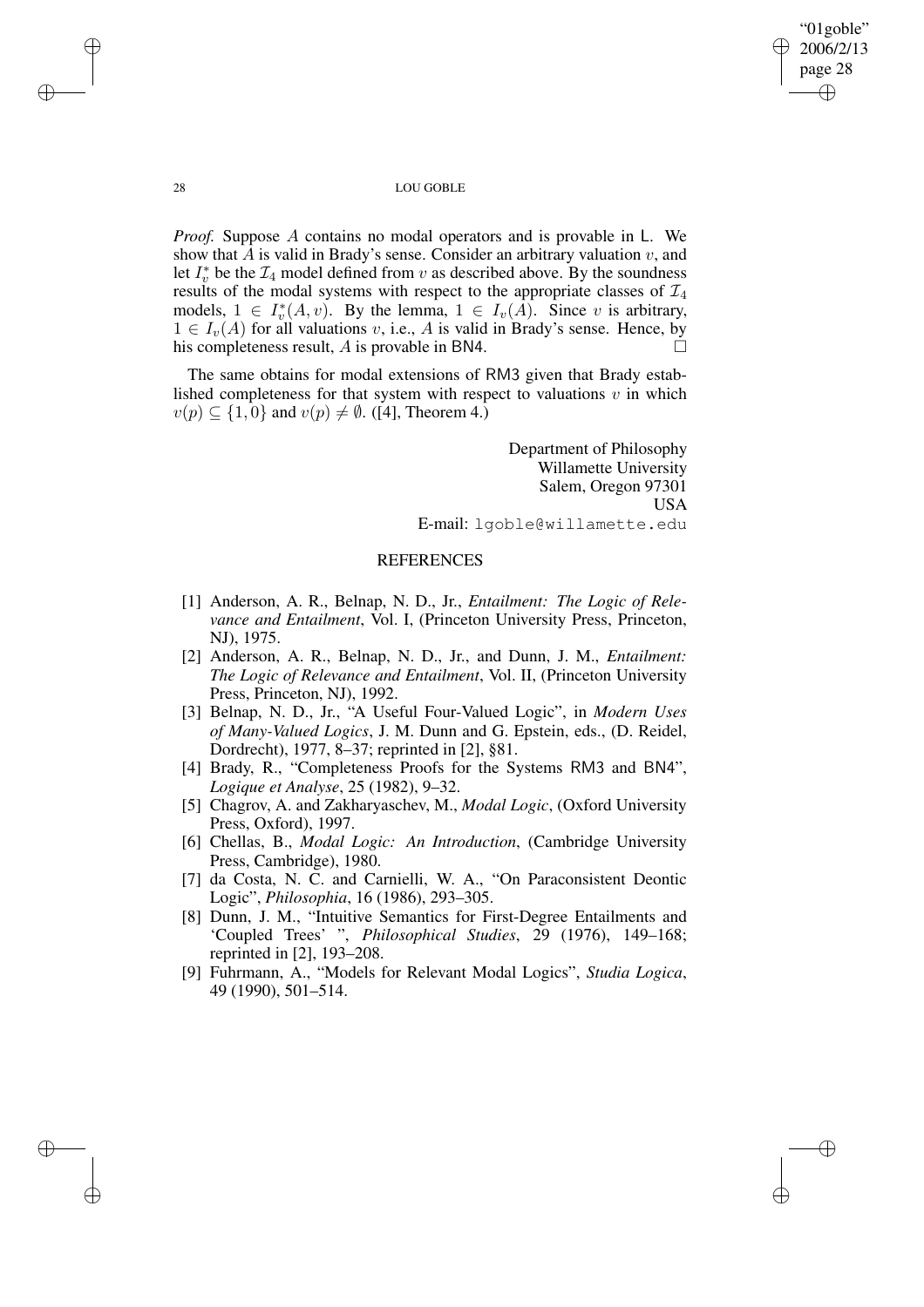*Proof.* Suppose $A$ contains no modal operators and is provable in $\mathsf{L}$. We show that $A$ is valid in Brady's sense. Consider an arbitrary valuation $v$, and let $I_v^*$ be the $\mathcal{I}_4$ model defined from $v$ as described above. By the soundness results of the modal systems with respect to the appropriate classes of $\mathcal{I}_4$ models, $1 \in I_v^*(A, v)$. By the lemma, $1 \in I_v(A)$. Since $v$ is arbitrary, $1 \in I_v(A)$ for all valuations $v$, i.e., $A$ is valid in Brady's sense. Hence, by his completeness result, $A$ is provable in BN4. $\square$

The same obtains for modal extensions of RM3 given that Brady established completeness for that system with respect to valuations $v$ in which $v(p) \subseteq \{1, 0\}$ and $v(p) \neq \emptyset$. ([4], Theorem 4.)

Department of Philosophy
Willamette University
Salem, Oregon 97301
USA
E-mail: `lgoble@willamette.edu`

## REFERENCES

[1] Anderson, A. R., Belnap, N. D., Jr., *Entailment: The Logic of Relevance and Entailment*, Vol. I, (Princeton University Press, Princeton, NJ), 1975.

[2] Anderson, A. R., Belnap, N. D., Jr., and Dunn, J. M., *Entailment: The Logic of Relevance and Entailment*, Vol. II, (Princeton University Press, Princeton, NJ), 1992.

[3] Belnap, N. D., Jr., "A Useful Four-Valued Logic", in *Modern Uses of Many-Valued Logics*, J. M. Dunn and G. Epstein, eds., (D. Reidel, Dordrecht), 1977, 8–37; reprinted in [2], §81.

[4] Brady, R., "Completeness Proofs for the Systems RM3 and BN4", *Logique et Analyse*, 25 (1982), 9–32.

[5] Chagrov, A. and Zakharyaschev, M., *Modal Logic*, (Oxford University Press, Oxford), 1997.

[6] Chellas, B., *Modal Logic: An Introduction*, (Cambridge University Press, Cambridge), 1980.

[7] da Costa, N. C. and Carnielli, W. A., "On Paraconsistent Deontic Logic", *Philosophia*, 16 (1986), 293–305.

[8] Dunn, J. M., "Intuitive Semantics for First-Degree Entailments and 'Coupled Trees' ", *Philosophical Studies*, 29 (1976), 149–168; reprinted in [2], 193–208.

[9] Fuhrmann, A., "Models for Relevant Modal Logics", *Studia Logica*, 49 (1990), 501–514.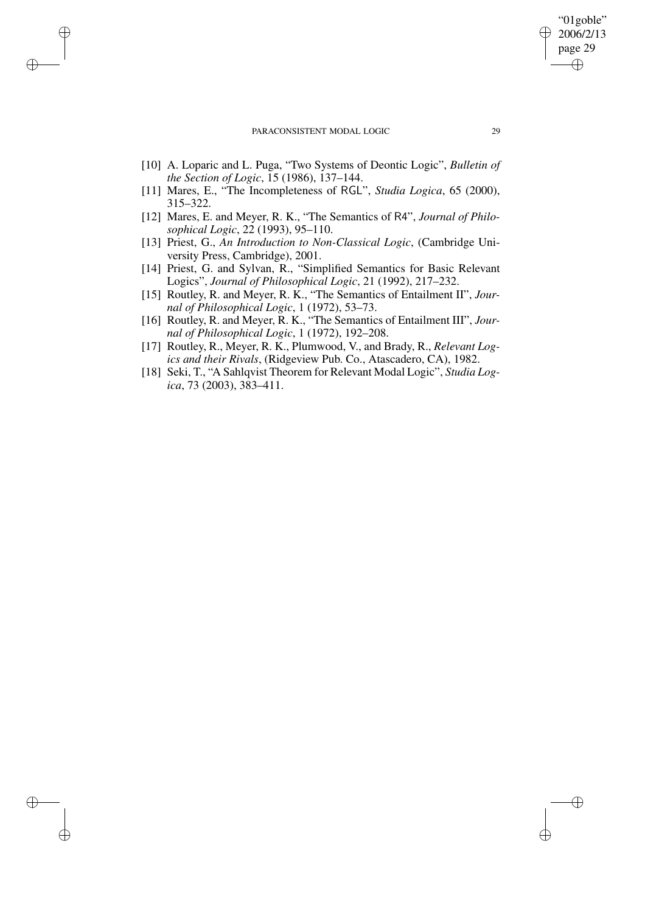[10] A. Loparic and L. Puga, "Two Systems of Deontic Logic", *Bulletin of the Section of Logic*, 15 (1986), 137–144.

[11] Mares, E., "The Incompleteness of RGL", *Studia Logica*, 65 (2000), 315–322.

[12] Mares, E. and Meyer, R. K., "The Semantics of R4", *Journal of Philosophical Logic*, 22 (1993), 95–110.

[13] Priest, G., *An Introduction to Non-Classical Logic*, (Cambridge University Press, Cambridge), 2001.

[14] Priest, G. and Sylvan, R., "Simplified Semantics for Basic Relevant Logics", *Journal of Philosophical Logic*, 21 (1992), 217–232.

[15] Routley, R. and Meyer, R. K., "The Semantics of Entailment II", *Journal of Philosophical Logic*, 1 (1972), 53–73.

[16] Routley, R. and Meyer, R. K., "The Semantics of Entailment III", *Journal of Philosophical Logic*, 1 (1972), 192–208.

[17] Routley, R., Meyer, R. K., Plumwood, V., and Brady, R., *Relevant Logics and their Rivals*, (Ridgeview Pub. Co., Atascadero, CA), 1982.

[18] Seki, T., "A Sahlqvist Theorem for Relevant Modal Logic", *Studia Logica*, 73 (2003), 383–411.